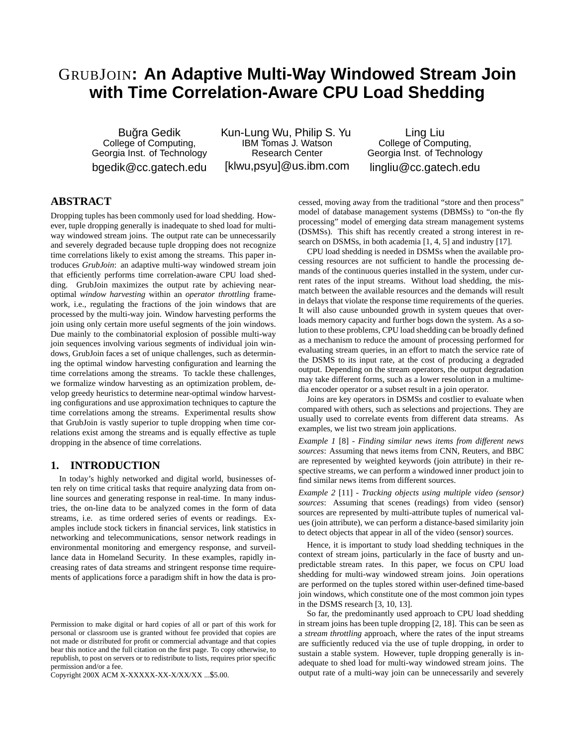# GrubJoin: An Adaptive Multi-Way Windowed Stream Join with Time Correlation-Aware CPU Load Shedding

Buğra Gedik
College of Computing,
Georgia Inst. of Technology
bgedik@cc.gatech.edu

Kun-Lung Wu, Philip S. Yu
IBM Tomas J. Watson
Research Center
[klwu,psyu]@us.ibm.com

Ling Liu
College of Computing,
Georgia Inst. of Technology
lingliu@cc.gatech.edu

## ABSTRACT

Dropping tuples has been commonly used for load shedding. However, tuple dropping generally is inadequate to shed load for multi-way windowed stream joins. The output rate can be unnecessarily and severely degraded because tuple dropping does not recognize time correlations likely to exist among the streams. This paper introduces *GrubJoin*: an adaptive multi-way windowed stream join that efficiently performs time correlation-aware CPU load shedding. GrubJoin maximizes the output rate by achieving near-optimal *window harvesting* within an *operator throttling* framework, i.e., regulating the fractions of the join windows that are processed by the multi-way join. Window harvesting performs the join using only certain more useful segments of the join windows. Due mainly to the combinatorial explosion of possible multi-way join sequences involving various segments of individual join windows, GrubJoin faces a set of unique challenges, such as determining the optimal window harvesting configuration and learning the time correlations among the streams. To tackle these challenges, we formalize window harvesting as an optimization problem, develop greedy heuristics to determine near-optimal window harvesting configurations and use approximation techniques to capture the time correlations among the streams. Experimental results show that GrubJoin is vastly superior to tuple dropping when time correlations exist among the streams and is equally effective as tuple dropping in the absence of time correlations.

## 1. INTRODUCTION

In today's highly networked and digital world, businesses often rely on time critical tasks that require analyzing data from online sources and generating response in real-time. In many industries, the on-line data to be analyzed comes in the form of data streams, i.e. as time ordered series of events or readings. Examples include stock tickers in financial services, link statistics in networking and telecommunications, sensor network readings in environmental monitoring and emergency response, and surveillance data in Homeland Security. In these examples, rapidly increasing rates of data streams and stringent response time requirements of applications force a paradigm shift in how the data is processed, moving away from the traditional "store and then process" model of database management systems (DBMSs) to "on-the fly processing" model of emerging data stream management systems (DSMSs). This shift has recently created a strong interest in research on DSMSs, in both academia [1, 4, 5] and industry [17].

CPU load shedding is needed in DSMSs when the available processing resources are not sufficient to handle the processing demands of the continuous queries installed in the system, under current rates of the input streams. Without load shedding, the mismatch between the available resources and the demands will result in delays that violate the response time requirements of the queries. It will also cause unbounded growth in system queues that overloads memory capacity and further bogs down the system. As a solution to these problems, CPU load shedding can be broadly defined as a mechanism to reduce the amount of processing performed for evaluating stream queries, in an effort to match the service rate of the DSMS to its input rate, at the cost of producing a degraded output. Depending on the stream operators, the output degradation may take different forms, such as a lower resolution in a multimedia encoder operator or a subset result in a join operator.

Joins are key operators in DSMSs and costlier to evaluate when compared with others, such as selections and projections. They are usually used to correlate events from different data streams. As examples, we list two stream join applications.

*Example 1* [8] - *Finding similar news items from different news sources*: Assuming that news items from CNN, Reuters, and BBC are represented by weighted keywords (join attribute) in their respective streams, we can perform a windowed inner product join to find similar news items from different sources.

*Example 2* [11] - *Tracking objects using multiple video (sensor) sources*: Assuming that scenes (readings) from video (sensor) sources are represented by multi-attribute tuples of numerical values (join attribute), we can perform a distance-based similarity join to detect objects that appear in all of the video (sensor) sources.

Hence, it is important to study load shedding techniques in the context of stream joins, particularly in the face of busrty and unpredictable stream rates. In this paper, we focus on CPU load shedding for multi-way windowed stream joins. Join operations are performed on the tuples stored within user-defined time-based join windows, which constitute one of the most common join types in the DSMS research [3, 10, 13].

So far, the predominantly used approach to CPU load shedding in stream joins has been tuple dropping [2, 18]. This can be seen as a *stream throttling* approach, where the rates of the input streams are sufficiently reduced via the use of tuple dropping, in order to sustain a stable system. However, tuple dropping generally is inadequate to shed load for multi-way windowed stream joins. The output rate of a multi-way join can be unnecessarily and severely

Permission to make digital or hard copies of all or part of this work for personal or classroom use is granted without fee provided that copies are not made or distributed for profit or commercial advantage and that copies bear this notice and the full citation on the first page. To copy otherwise, to republish, to post on servers or to redistribute to lists, requires prior specific permission and/or a fee.
Copyright 200X ACM X-XXXXX-XX-X/XX/XX ...$5.00.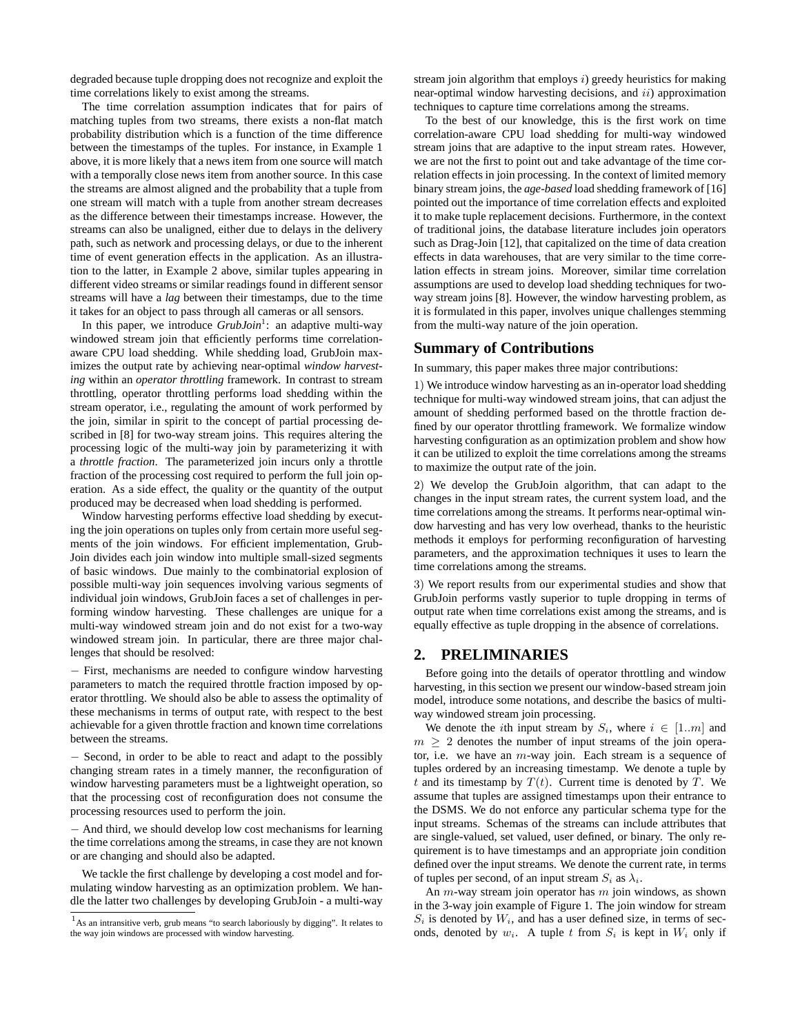degraded because tuple dropping does not recognize and exploit the time correlations likely to exist among the streams.

The time correlation assumption indicates that for pairs of matching tuples from two streams, there exists a non-flat match probability distribution which is a function of the time difference between the timestamps of the tuples. For instance, in Example 1 above, it is more likely that a news item from one source will match with a temporally close news item from another source. In this case the streams are almost aligned and the probability that a tuple from one stream will match with a tuple from another stream decreases as the difference between their timestamps increase. However, the streams can also be unaligned, either due to delays in the delivery path, such as network and processing delays, or due to the inherent time of event generation effects in the application. As an illustration to the latter, in Example 2 above, similar tuples appearing in different video streams or similar readings found in different sensor streams will have a *lag* between their timestamps, due to the time it takes for an object to pass through all cameras or all sensors.

In this paper, we introduce *GrubJoin*[1]: an adaptive multi-way windowed stream join that efficiently performs time correlation-aware CPU load shedding. While shedding load, GrubJoin maximizes the output rate by achieving near-optimal *window harvesting* within an *operator throttling* framework. In contrast to stream throttling, operator throttling performs load shedding within the stream operator, i.e., regulating the amount of work performed by the join, similar in spirit to the concept of partial processing described in [8] for two-way stream joins. This requires altering the processing logic of the multi-way join by parameterizing it with a *throttle fraction*. The parameterized join incurs only a throttle fraction of the processing cost required to perform the full join operation. As a side effect, the quality or the quantity of the output produced may be decreased when load shedding is performed.

Window harvesting performs effective load shedding by executing the join operations on tuples only from certain more useful segments of the join windows. For efficient implementation, GrubJoin divides each join window into multiple small-sized segments of basic windows. Due mainly to the combinatorial explosion of possible multi-way join sequences involving various segments of individual join windows, GrubJoin faces a set of challenges in performing window harvesting. These challenges are unique for a multi-way windowed stream join and do not exist for a two-way windowed stream join. In particular, there are three major challenges that should be resolved:

− First, mechanisms are needed to configure window harvesting parameters to match the required throttle fraction imposed by operator throttling. We should also be able to assess the optimality of these mechanisms in terms of output rate, with respect to the best achievable for a given throttle fraction and known time correlations between the streams.

− Second, in order to be able to react and adapt to the possibly changing stream rates in a timely manner, the reconfiguration of window harvesting parameters must be a lightweight operation, so that the processing cost of reconfiguration does not consume the processing resources used to perform the join.

− And third, we should develop low cost mechanisms for learning the time correlations among the streams, in case they are not known or are changing and should also be adapted.

We tackle the first challenge by developing a cost model and formulating window harvesting as an optimization problem. We handle the latter two challenges by developing GrubJoin - a multi-way stream join algorithm that employs $i$) greedy heuristics for making near-optimal window harvesting decisions, and $ii$) approximation techniques to capture time correlations among the streams.

To the best of our knowledge, this is the first work on time correlation-aware CPU load shedding for multi-way windowed stream joins that are adaptive to the input stream rates. However, we are not the first to point out and take advantage of the time correlation effects in join processing. In the context of limited memory binary stream joins, the *age-based* load shedding framework of [16] pointed out the importance of time correlation effects and exploited it to make tuple replacement decisions. Furthermore, in the context of traditional joins, the database literature includes join operators such as Drag-Join [12], that capitalized on the time of data creation effects in data warehouses, that are very similar to the time correlation effects in stream joins. Moreover, similar time correlation assumptions are used to develop load shedding techniques for two-way stream joins [8]. However, the window harvesting problem, as it is formulated in this paper, involves unique challenges stemming from the multi-way nature of the join operation.

## Summary of Contributions

In summary, this paper makes three major contributions:

1) We introduce window harvesting as an in-operator load shedding technique for multi-way windowed stream joins, that can adjust the amount of shedding performed based on the throttle fraction defined by our operator throttling framework. We formalize window harvesting configuration as an optimization problem and show how it can be utilized to exploit the time correlations among the streams to maximize the output rate of the join.

2) We develop the GrubJoin algorithm, that can adapt to the changes in the input stream rates, the current system load, and the time correlations among the streams. It performs near-optimal window harvesting and has very low overhead, thanks to the heuristic methods it employs for performing reconfiguration of harvesting parameters, and the approximation techniques it uses to learn the time correlations among the streams.

3) We report results from our experimental studies and show that GrubJoin performs vastly superior to tuple dropping in terms of output rate when time correlations exist among the streams, and is equally effective as tuple dropping in the absence of correlations.

## 2. PRELIMINARIES

Before going into the details of operator throttling and window harvesting, in this section we present our window-based stream join model, introduce some notations, and describe the basics of multi-way windowed stream join processing.

We denote the $i$th input stream by $S_i$, where $i \in [1..m]$ and $m \geq 2$ denotes the number of input streams of the join operator, i.e. we have an $m$-way join. Each stream is a sequence of tuples ordered by an increasing timestamp. We denote a tuple by $t$ and its timestamp by $T(t)$. Current time is denoted by $T$. We assume that tuples are assigned timestamps upon their entrance to the DSMS. We do not enforce any particular schema type for the input streams. Schemas of the streams can include attributes that are single-valued, set valued, user defined, or binary. The only requirement is to have timestamps and an appropriate join condition defined over the input streams. We denote the current rate, in terms of tuples per second, of an input stream $S_i$ as $\lambda_i$.

An $m$-way stream join operator has $m$ join windows, as shown in the 3-way join example of Figure 1. The join window for stream $S_i$ is denoted by $W_i$, and has a user defined size, in terms of seconds, denoted by $w_i$. A tuple $t$ from $S_i$ is kept in $W_i$ only if

[1] As an intransitive verb, grub means "to search laboriously by digging". It relates to the way join windows are processed with window harvesting.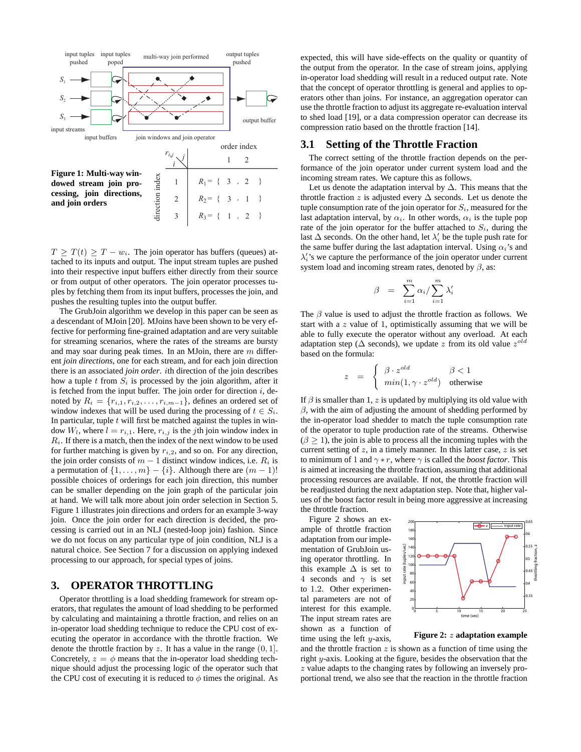**Figure 1: Multi-way windowed stream join processing, join directions, and join orders**

| direction index $i$ | order index $j$ = 1 | 2 |
|---|---|---|
| 1 | $R_1 = \{$ 3 , | 2 $\}$ |
| 2 | $R_2 = \{$ 3 , | 1 $\}$ |
| 3 | $R_3 = \{$ 1 , | 2 $\}$ |

$T \geq T(t) \geq T - w_i$. The join operator has buffers (queues) attached to its inputs and output. The input stream tuples are pushed into their respective input buffers either directly from their source or from output of other operators. The join operator processes tuples by fetching them from its input buffers, processes the join, and pushes the resulting tuples into the output buffer.

The GrubJoin algorithm we develop in this paper can be seen as a descendant of MJoin [20]. MJoins have been shown to be very effective for performing fine-grained adaptation and are very suitable for streaming scenarios, where the rates of the streams are bursty and may soar during peak times. In an MJoin, there are $m$ different *join directions*, one for each stream, and for each join direction there is an associated *join order*. $i$th direction of the join describes how a tuple $t$ from $S_i$ is processed by the join algorithm, after it is fetched from the input buffer. The join order for direction $i$, denoted by $R_i = \{r_{i,1}, r_{i,2}, \ldots, r_{i,m-1}\}$, defines an ordered set of window indexes that will be used during the processing of $t \in S_i$. In particular, tuple $t$ will first be matched against the tuples in window $W_l$, where $l = r_{i,1}$. Here, $r_{i,j}$ is the $j$th join window index in $R_i$. If there is a match, then the index of the next window to be used for further matching is given by $r_{i,2}$, and so on. For any direction, the join order consists of $m - 1$ distinct window indices, i.e. $R_i$ is a permutation of $\{1, \ldots, m\} - \{i\}$. Although there are $(m-1)!$ possible choices of orderings for each join direction, this number can be smaller depending on the join graph of the particular join at hand. We will talk more about join order selection in Section 5. Figure 1 illustrates join directions and orders for an example 3-way join. Once the join order for each direction is decided, the processing is carried out in an NLJ (nested-loop join) fashion. Since we do not focus on any particular type of join condition, NLJ is a natural choice. See Section 7 for a discussion on applying indexed processing to our approach, for special types of joins.

## 3. OPERATOR THROTTLING

Operator throttling is a load shedding framework for stream operators, that regulates the amount of load shedding to be performed by calculating and maintaining a throttle fraction, and relies on an in-operator load shedding technique to reduce the CPU cost of executing the operator in accordance with the throttle fraction. We denote the throttle fraction by $z$. It has a value in the range $(0, 1]$. Concretely, $z = \phi$ means that the in-operator load shedding technique should adjust the processing logic of the operator such that the CPU cost of executing it is reduced to $\phi$ times the original. As expected, this will have side-effects on the quality or quantity of the output from the operator. In the case of stream joins, applying in-operator load shedding will result in a reduced output rate. Note that the concept of operator throttling is general and applies to operators other than joins. For instance, an aggregation operator can use the throttle fraction to adjust its aggregate re-evaluation interval to shed load [19], or a data compression operator can decrease its compression ratio based on the throttle fraction [14].

### 3.1 Setting of the Throttle Fraction

The correct setting of the throttle fraction depends on the performance of the join operator under current system load and the incoming stream rates. We capture this as follows.

Let us denote the adaptation interval by $\Delta$. This means that the throttle fraction $z$ is adjusted every $\Delta$ seconds. Let us denote the tuple consumption rate of the join operator for $S_i$, measured for the last adaptation interval, by $\alpha_i$. In other words, $\alpha_i$ is the tuple pop rate of the join operator for the buffer attached to $S_i$, during the last $\Delta$ seconds. On the other hand, let $\lambda'_i$ be the tuple push rate for the same buffer during the last adaptation interval. Using $\alpha_i$'s and $\lambda'_i$'s we capture the performance of the join operator under current system load and incoming stream rates, denoted by $\beta$, as:

$$\beta = \sum_{i=1}^{m} \alpha_i / \sum_{i=1}^{m} \lambda'_i$$

The $\beta$ value is used to adjust the throttle fraction as follows. We start with a $z$ value of 1, optimistically assuming that we will be able to fully execute the operator without any overload. At each adaptation step ($\Delta$ seconds), we update $z$ from its old value $z^{old}$ based on the formula:

$$z = \begin{cases} \beta \cdot z^{old} & \beta < 1 \\ min(1, \gamma \cdot z^{old}) & \text{otherwise} \end{cases}$$

If $\beta$ is smaller than 1, $z$ is updated by multiplying its old value with $\beta$, with the aim of adjusting the amount of shedding performed by the in-operator load shedder to match the tuple consumption rate of the operator to tuple production rate of the streams. Otherwise ($\beta \geq 1$), the join operator is able to process all the incoming tuples with the current setting of $z$, in a timely manner. In this latter case, $z$ is set to minimum of 1 and $\gamma * r$, where $\gamma$ is called the *boost factor*. This is aimed at increasing the throttle fraction, assuming that additional processing resources are available. If not, the throttle fraction will be readjusted during the next adaptation step. Note that, higher values of the boost factor result in being more aggressive at increasing the throttle fraction.

Figure 2 shows an example of throttle fraction adaptation from our implementation of GrubJoin using operator throttling. In this example $\Delta$ is set to 4 seconds and $\gamma$ is set to 1.2. Other experimental parameters are not of interest for this example. The input stream rates are shown as a function of time using the left $y$-axis, and the throttle fraction $z$ is shown as a function of time using the right $y$-axis. Looking at the figure, besides the observation that the $z$ value adapts to the changing rates by following an inversely proportional trend, we also see that the reaction in the throttle fraction

**Figure 2: $z$ adaptation example**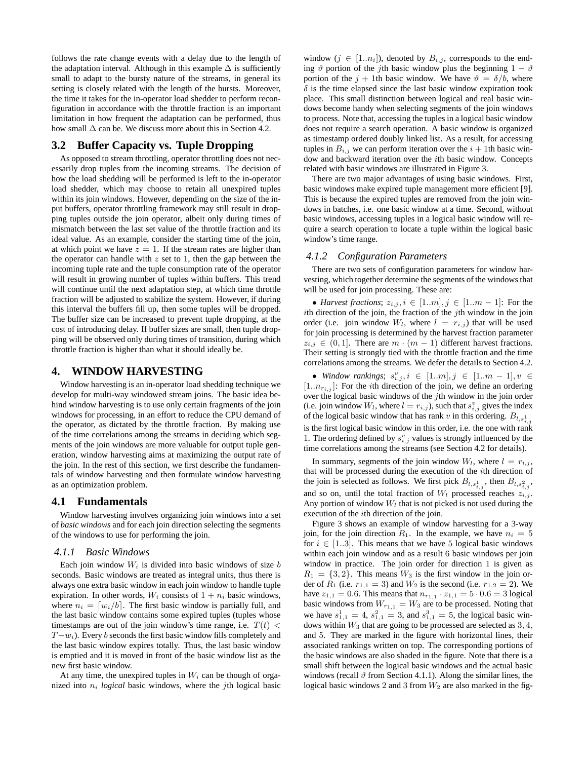follows the rate change events with a delay due to the length of the adaptation interval. Although in this example $\Delta$ is sufficiently small to adapt to the bursty nature of the streams, in general its setting is closely related with the length of the bursts. Moreover, the time it takes for the in-operator load shedder to perform reconfiguration in accordance with the throttle fraction is an important limitation in how frequent the adaptation can be performed, thus how small $\Delta$ can be. We discuss more about this in Section 4.2.

## 3.2 Buffer Capacity vs. Tuple Dropping

As opposed to stream throttling, operator throttling does not necessarily drop tuples from the incoming streams. The decision of how the load shedding will be performed is left to the in-operator load shedder, which may choose to retain all unexpired tuples within its join windows. However, depending on the size of the input buffers, operator throttling framework may still result in dropping tuples outside the join operator, albeit only during times of mismatch between the last set value of the throttle fraction and its ideal value. As an example, consider the starting time of the join, at which point we have $z = 1$. If the stream rates are higher than the operator can handle with $z$ set to 1, then the gap between the incoming tuple rate and the tuple consumption rate of the operator will result in growing number of tuples within buffers. This trend will continue until the next adaptation step, at which time throttle fraction will be adjusted to stabilize the system. However, if during this interval the buffers fill up, then some tuples will be dropped. The buffer size can be increased to prevent tuple dropping, at the cost of introducing delay. If buffer sizes are small, then tuple dropping will be observed only during times of transition, during which throttle fraction is higher than what it should ideally be.

# 4. WINDOW HARVESTING

Window harvesting is an in-operator load shedding technique we develop for multi-way windowed stream joins. The basic idea behind window harvesting is to use only certain fragments of the join windows for processing, in an effort to reduce the CPU demand of the operator, as dictated by the throttle fraction. By making use of the time correlations among the streams in deciding which segments of the join windows are more valuable for output tuple generation, window harvesting aims at maximizing the output rate of the join. In the rest of this section, we first describe the fundamentals of window harvesting and then formulate window harvesting as an optimization problem.

## 4.1 Fundamentals

Window harvesting involves organizing join windows into a set of *basic windows* and for each join direction selecting the segments of the windows to use for performing the join.

### 4.1.1 Basic Windows

Each join window $W_i$ is divided into basic windows of size $b$ seconds. Basic windows are treated as integral units, thus there is always one extra basic window in each join window to handle tuple expiration. In other words, $W_i$ consists of $1 + n_i$ basic windows, where $n_i = \lceil w_i/b \rceil$. The first basic window is partially full, and the last basic window contains some expired tuples (tuples whose timestamps are out of the join window's time range, i.e. $T(t) < T - w_i$). Every $b$ seconds the first basic window fills completely and the last basic window expires totally. Thus, the last basic window is emptied and it is moved in front of the basic window list as the new first basic window.

At any time, the unexpired tuples in $W_i$ can be though of organized into $n_i$ *logical* basic windows, where the $j$th logical basic window ($j \in [1..n_i]$), denoted by $B_{i,j}$, corresponds to the ending $\vartheta$ portion of the $j$th basic window plus the beginning $1 - \vartheta$ portion of the $j+1$th basic window. We have $\vartheta = \delta/b$, where $\delta$ is the time elapsed since the last basic window expiration took place. This small distinction between logical and real basic windows become handy when selecting segments of the join windows to process. Note that, accessing the tuples in a logical basic window does not require a search operation. A basic window is organized as timestamp ordered doubly linked list. As a result, for accessing tuples in $B_{i,j}$ we can perform iteration over the $i+1$th basic window and backward iteration over the $i$th basic window. Concepts related with basic windows are illustrated in Figure 3.

There are two major advantages of using basic windows. First, basic windows make expired tuple management more efficient [9]. This is because the expired tuples are removed from the join windows in batches, i.e. one basic window at a time. Second, without basic windows, accessing tuples in a logical basic window will require a search operation to locate a tuple within the logical basic window's time range.

### 4.1.2 Configuration Parameters

There are two sets of configuration parameters for window harvesting, which together determine the segments of the windows that will be used for join processing. These are:

- *Harvest fractions*; $z_{i,j}, i \in [1..m], j \in [1..m-1]$: For the $i$th direction of the join, the fraction of the $j$th window in the join order (i.e. join window $W_l$, where $l = r_{i,j}$) that will be used for join processing is determined by the harvest fraction parameter $z_{i,j} \in (0, 1]$. There are $m \cdot (m-1)$ different harvest fractions. Their setting is strongly tied with the throttle fraction and the time correlations among the streams. We defer the details to Section 4.2.

- *Window rankings*; $s^v_{i,j}, i \in [1..m], j \in [1..m-1], v \in [1..n_{r_{i,j}}]$: For the $i$th direction of the join, we define an ordering over the logical basic windows of the $j$th window in the join order (i.e. join window $W_l$, where $l = r_{i,j}$), such that $s^v_{i,j}$ gives the index of the logical basic window that has rank $v$ in this ordering. $B_{l,s^1_{i,j}}$ is the first logical basic window in this order, i.e. the one with rank 1. The ordering defined by $s^v_{i,j}$ values is strongly influenced by the time correlations among the streams (see Section 4.2 for details).

In summary, segments of the join window $W_l$, where $l = r_{i,j}$, that will be processed during the execution of the $i$th direction of the join is selected as follows. We first pick $B_{l,s^1_{i,j}}$, then $B_{l,s^2_{i,j}}$, and so on, until the total fraction of $W_l$ processed reaches $z_{i,j}$. Any portion of window $W_l$ that is not picked is not used during the execution of the $i$th direction of the join.

Figure 3 shows an example of window harvesting for a 3-way join, for the join direction $R_1$. In the example, we have $n_i = 5$ for $i \in [1..3]$. This means that we have 5 logical basic windows within each join window and as a result 6 basic windows per join window in practice. The join order for direction 1 is given as $R_1 = \{3, 2\}$. This means $W_3$ is the first window in the join order of $R_1$ (i.e. $r_{1,1} = 3$) and $W_2$ is the second (i.e. $r_{1,2} = 2$). We have $z_{1,1} = 0.6$. This means that $n_{r_{1,1}} \cdot z_{1,1} = 5 \cdot 0.6 = 3$ logical basic windows from $W_{r_{1,1}} = W_3$ are to be processed. Noting that we have $s^1_{1,1} = 4$, $s^2_{1,1} = 3$, and $s^3_{1,1} = 5$, the logical basic windows within $W_3$ that are going to be processed are selected as 3, 4, and 5. They are marked in the figure with horizontal lines, their associated rankings written on top. The corresponding portions of the basic windows are also shaded in the figure. Note that there is a small shift between the logical basic windows and the actual basic windows (recall $\vartheta$ from Section 4.1.1). Along the similar lines, the logical basic windows 2 and 3 from $W_2$ are also marked in the fig-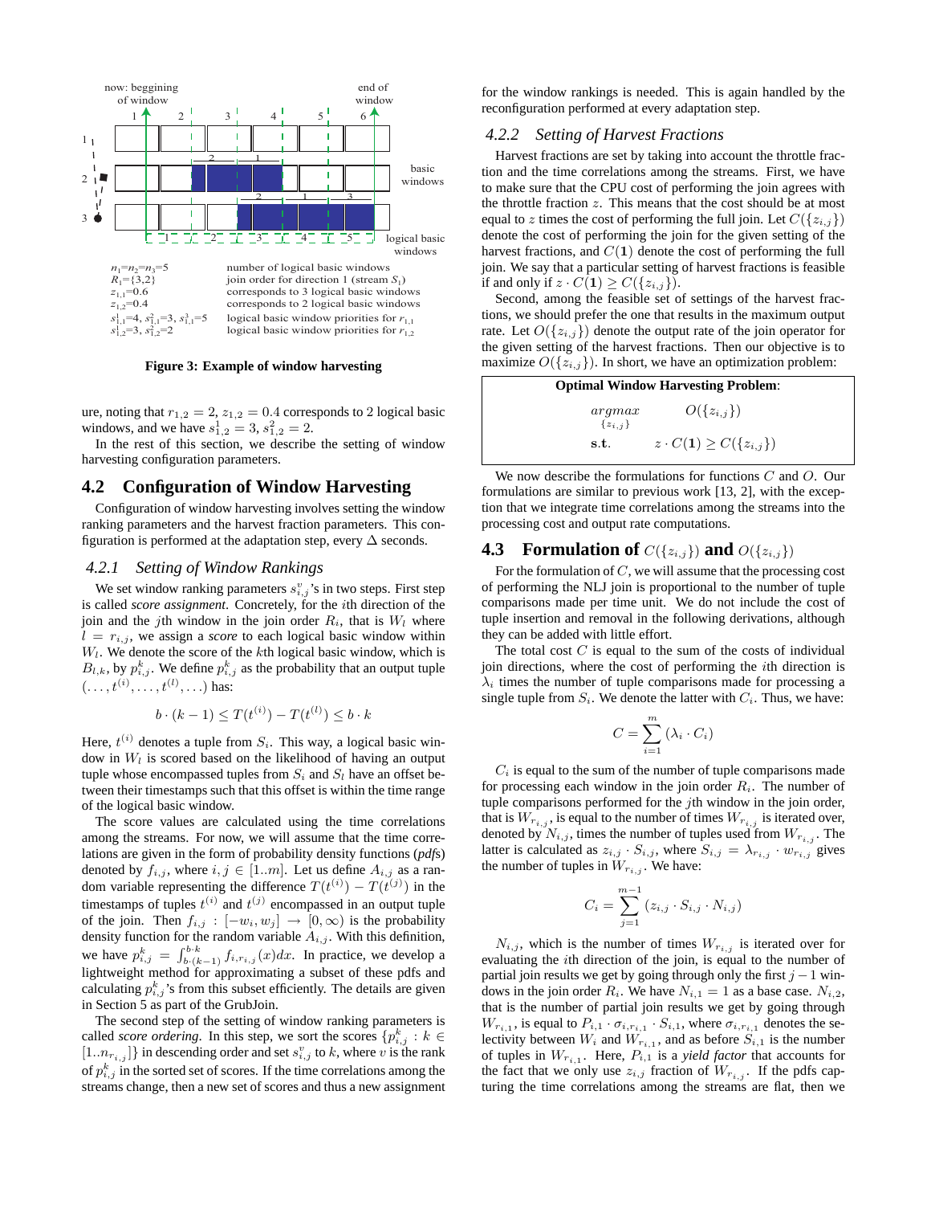Figure 3: Example of window harvesting

ure, noting that $r_{1,2} = 2$, $z_{1,2} = 0.4$ corresponds to 2 logical basic windows, and we have $s^1_{1,2} = 3$, $s^2_{1,2} = 2$.

In the rest of this section, we describe the setting of window harvesting configuration parameters.

## 4.2 Configuration of Window Harvesting

Configuration of window harvesting involves setting the window ranking parameters and the harvest fraction parameters. This configuration is performed at the adaptation step, every $\Delta$ seconds.

### 4.2.1 Setting of Window Rankings

We set window ranking parameters $s^v_{i,j}$'s in two steps. First step is called *score assignment*. Concretely, for the $i$th direction of the join and the $j$th window in the join order $R_i$, that is $W_l$ where $l = r_{i,j}$, we assign a *score* to each logical basic window within $W_l$. We denote the score of the $k$th logical basic window, which is $B_{l,k}$, by $p^k_{i,j}$. We define $p^k_{i,j}$ as the probability that an output tuple $(\ldots, t^{(i)}, \ldots, t^{(l)}, \ldots)$ has:

$$b \cdot (k-1) \leq T(t^{(i)}) - T(t^{(l)}) \leq b \cdot k$$

Here, $t^{(i)}$ denotes a tuple from $S_i$. This way, a logical basic window in $W_l$ is scored based on the likelihood of having an output tuple whose encompassed tuples from $S_i$ and $S_l$ have an offset between their timestamps such that this offset is within the time range of the logical basic window.

The score values are calculated using the time correlations among the streams. For now, we will assume that the time correlations are given in the form of probability density functions (*pdfs*) denoted by $f_{i,j}$, where $i, j \in [1..m]$. Let us define $A_{i,j}$ as a random variable representing the difference $T(t^{(i)}) - T(t^{(j)})$ in the timestamps of tuples $t^{(i)}$ and $t^{(j)}$ encompassed in an output tuple of the join. Then $f_{i,j} : [-w_i, w_j] \rightarrow [0, \infty)$ is the probability density function for the random variable $A_{i,j}$. With this definition, we have $p^k_{i,j} = \int_{b\cdot(k-1)}^{b\cdot k} f_{i,r_{i,j}}(x)dx$. In practice, we develop a lightweight method for approximating a subset of these pdfs and calculating $p^k_{i,j}$'s from this subset efficiently. The details are given in Section 5 as part of the GrubJoin.

The second step of the setting of window ranking parameters is called *score ordering*. In this step, we sort the scores $\{p^k_{i,j} : k \in [1..n_{r_{i,j}}]\}$ in descending order and set $s^v_{i,j}$ to $k$, where $v$ is the rank of $p^k_{i,j}$ in the sorted set of scores. If the time correlations among the streams change, then a new set of scores and thus a new assignment for the window rankings is needed. This is again handled by the reconfiguration performed at every adaptation step.

### 4.2.2 Setting of Harvest Fractions

Harvest fractions are set by taking into account the throttle fraction and the time correlations among the streams. First, we have to make sure that the CPU cost of performing the join agrees with the throttle fraction $z$. This means that the cost should be at most equal to $z$ times the cost of performing the full join. Let $C(\{z_{i,j}\})$ denote the cost of performing the join for the given setting of the harvest fractions, and $C(\mathbf{1})$ denote the cost of performing the full join. We say that a particular setting of harvest fractions is feasible if and only if $z \cdot C(\mathbf{1}) \geq C(\{z_{i,j}\})$.

Second, among the feasible set of settings of the harvest fractions, we should prefer the one that results in the maximum output rate. Let $O(\{z_{i,j}\})$ denote the output rate of the join operator for the given setting of the harvest fractions. Then our objective is to maximize $O(\{z_{i,j}\})$. In short, we have an optimization problem:

**Optimal Window Harvesting Problem**:

$$\underset{\{z_{i,j}\}}{argmax} \quad O(\{z_{i,j}\})$$

$$\textbf{s.t.} \quad z \cdot C(\mathbf{1}) \geq C(\{z_{i,j}\})$$

We now describe the formulations for functions $C$ and $O$. Our formulations are similar to previous work [13, 2], with the exception that we integrate time correlations among the streams into the processing cost and output rate computations.

## 4.3 Formulation of $C(\{z_{i,j}\})$ and $O(\{z_{i,j}\})$

For the formulation of $C$, we will assume that the processing cost of performing the NLJ join is proportional to the number of tuple comparisons made per time unit. We do not include the cost of tuple insertion and removal in the following derivations, although they can be added with little effort.

The total cost $C$ is equal to the sum of the costs of individual join directions, where the cost of performing the $i$th direction is $\lambda_i$ times the number of tuple comparisons made for processing a single tuple from $S_i$. We denote the latter with $C_i$. Thus, we have:

$$C = \sum_{i=1}^{m} (\lambda_i \cdot C_i)$$

$C_i$ is equal to the sum of the number of tuple comparisons made for processing each window in the join order $R_i$. The number of tuple comparisons performed for the $j$th window in the join order, that is $W_{r_{i,j}}$, is equal to the number of times $W_{r_{i,j}}$ is iterated over, denoted by $N_{i,j}$, times the number of tuples used from $W_{r_{i,j}}$. The latter is calculated as $z_{i,j} \cdot S_{i,j}$, where $S_{i,j} = \lambda_{r_{i,j}} \cdot w_{r_{i,j}}$ gives the number of tuples in $W_{r_{i,j}}$. We have:

$$C_i = \sum_{j=1}^{m-1} (z_{i,j} \cdot S_{i,j} \cdot N_{i,j})$$

$N_{i,j}$, which is the number of times $W_{r_{i,j}}$ is iterated over for evaluating the $i$th direction of the join, is equal to the number of partial join results we get by going through only the first $j-1$ windows in the join order $R_i$. We have $N_{i,1} = 1$ as a base case. $N_{i,2}$, that is the number of partial join results we get by going through $W_{r_{i,1}}$, is equal to $P_{i,1} \cdot \sigma_{i,r_{i,1}} \cdot S_{i,1}$, where $\sigma_{i,r_{i,1}}$ denotes the selectivity between $W_i$ and $W_{r_{i,1}}$, and as before $S_{i,1}$ is the number of tuples in $W_{r_{i,1}}$. Here, $P_{i,1}$ is a *yield factor* that accounts for the fact that we only use $z_{i,j}$ fraction of $W_{r_{i,j}}$. If the pdfs capturing the time correlations among the streams are flat, then we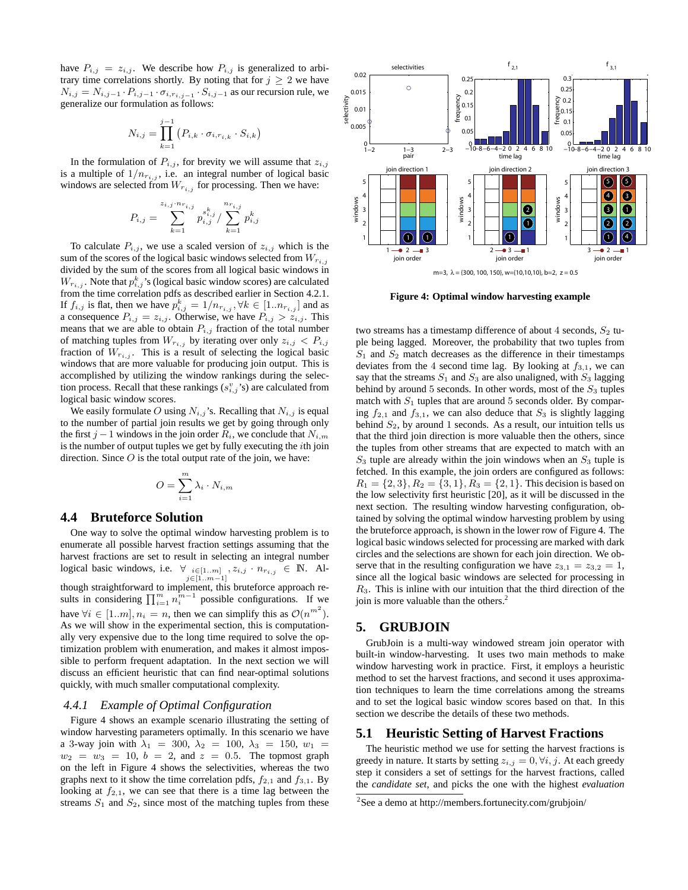have $P_{i,j} = z_{i,j}$. We describe how $P_{i,j}$ is generalized to arbitrary time correlations shortly. By noting that for $j \geq 2$ we have $N_{i,j} = N_{i,j-1} \cdot P_{i,j-1} \cdot \sigma_{i,r_{i,j-1}} \cdot S_{i,j-1}$ as our recursion rule, we generalize our formulation as follows:

$$N_{i,j} = \prod_{k=1}^{j-1} \left( P_{i,k} \cdot \sigma_{i,r_{i,k}} \cdot S_{i,k} \right)$$

In the formulation of $P_{i,j}$, for brevity we will assume that $z_{i,j}$ is a multiple of $1/n_{r_{i,j}}$, i.e. an integral number of logical basic windows are selected from $W_{r_{i,j}}$ for processing. Then we have:

$$P_{i,j} = \sum_{k=1}^{z_{i,j} \cdot n_{r_{i,j}}} p_{i,j}^{s_{i,j}^{k}} / \sum_{k=1}^{n_{r_{i,j}}} p_{i,j}^{k}$$

To calculate $P_{i,j}$, we use a scaled version of $z_{i,j}$ which is the sum of the scores of the logical basic windows selected from $W_{r_{i,j}}$ divided by the sum of the scores from all logical basic windows in $W_{r_{i,j}}$. Note that $p_{i,j}^{k}$'s (logical basic window scores) are calculated from the time correlation pdfs as described earlier in Section 4.2.1. If $f_{i,j}$ is flat, then we have $p_{i,j}^{k} = 1/n_{r_{i,j}}, \forall k \in [1..n_{r_{i,j}}]$ and as a consequence $P_{i,j} = z_{i,j}$. Otherwise, we have $P_{i,j} > z_{i,j}$. This means that we are able to obtain $P_{i,j}$ fraction of the total number of matching tuples from $W_{r_{i,j}}$ by iterating over only $z_{i,j} < P_{i,j}$ fraction of $W_{r_{i,j}}$. This is a result of selecting the logical basic windows that are more valuable for producing join output. This is accomplished by utilizing the window rankings during the selection process. Recall that these rankings ($s_{i,j}^{v}$'s) are calculated from logical basic window scores.

We easily formulate $O$ using $N_{i,j}$'s. Recalling that $N_{i,j}$ is equal to the number of partial join results we get by going through only the first $j-1$ windows in the join order $R_i$, we conclude that $N_{i,m}$ is the number of output tuples we get by fully executing the $i$th join direction. Since $O$ is the total output rate of the join, we have:

$$O = \sum_{i=1}^{m} \lambda_i \cdot N_{i,m}$$

## 4.4 Bruteforce Solution

One way to solve the optimal window harvesting problem is to enumerate all possible harvest fraction settings assuming that the harvest fractions are set to result in selecting an integral number logical basic windows, i.e. $\forall_{\substack{i \in [1..m] \\ j \in [1..m-1]}}, z_{i,j} \cdot n_{r_{i,j}} \in \mathbb{N}$. Although this bruteforce approach is straightforward to implement, this bruteforce approach results in considering $\prod_{i=1}^{m} n_i^{m-1}$ possible configurations. If we have $\forall i \in [1..m], n_i = n$, then we can simplify this as $\mathcal{O}(n^{m^2})$. As we will show in the experimental section, this is computationally very expensive due to the long time required to solve the optimization problem with enumeration, and makes it almost impossible to perform frequent adaptation. In the next section we will discuss an efficient heuristic that can find near-optimal solutions quickly, with much smaller computational complexity.

### 4.4.1 Example of Optimal Configuration

Figure 4 shows an example scenario illustrating the setting of window harvesting parameters optimally. In this scenario we have a 3-way join with $\lambda_1 = 300$, $\lambda_2 = 100$, $\lambda_3 = 150$, $w_1 = w_2 = w_3 = 10$, $b = 2$, and $z = 0.5$. The topmost graph on the left in Figure 4 shows the selectivities, whereas the two graphs next to it show the time correlation pdfs, $f_{2,1}$ and $f_{3,1}$. By looking at $f_{2,1}$, we can see that there is a time lag between the streams $S_1$ and $S_2$, since most of the matching tuples from these two streams has a timestamp difference of about 4 seconds, $S_2$ tuple being lagged. Moreover, the probability that two tuples from $S_1$ and $S_2$ match decreases as the difference in their timestamps deviates from the 4 second time lag. By looking at $f_{3,1}$, we can say that the streams $S_1$ and $S_3$ are also unaligned, with $S_3$ lagging behind by around 5 seconds. In other words, most of the $S_3$ tuples match with $S_1$ tuples that are around 5 seconds older. By comparing $f_{2,1}$ and $f_{3,1}$, we can also deduce that $S_3$ is slightly lagging behind $S_2$, by around 1 seconds. As a result, our intuition tells us that the third join direction is more valuable then the others, since the tuples from other streams that are expected to match with an $S_3$ tuple are already within the join windows when an $S_3$ tuple is fetched. In this example, the join orders are configured as follows: $R_1 = \{2, 3\}, R_2 = \{3, 1\}, R_3 = \{2, 1\}$. This decision is based on the low selectivity first heuristic [20], as it will be discussed in the next section. The resulting window harvesting configuration, obtained by solving the optimal window harvesting problem by using the bruteforce approach, is shown in the lower row of Figure 4. The logical basic windows selected for processing are marked with dark circles and the selections are shown for each join direction. We observe that in the resulting configuration we have $z_{3,1} = z_{3,2} = 1$, since all the logical basic windows are selected for processing in $R_3$. This is inline with our intuition that the third direction of the join is more valuable than the others.[2]

**Figure 4: Optimal window harvesting example**

## 5. GRUBJOIN

GrubJoin is a multi-way windowed stream join operator with built-in window-harvesting. It uses two main methods to make window harvesting work in practice. First, it employs a heuristic method to set the harvest fractions, and second it uses approximation techniques to learn the time correlations among the streams and to set the logical basic window scores based on that. In this section we describe the details of these two methods.

## 5.1 Heuristic Setting of Harvest Fractions

The heuristic method we use for setting the harvest fractions is greedy in nature. It starts by setting $z_{i,j} = 0, \forall i, j$. At each greedy step it considers a set of settings for the harvest fractions, called the *candidate set*, and picks the one with the highest *evaluation*

[2] See a demo at http://members.fortunecity.com/grubjoin/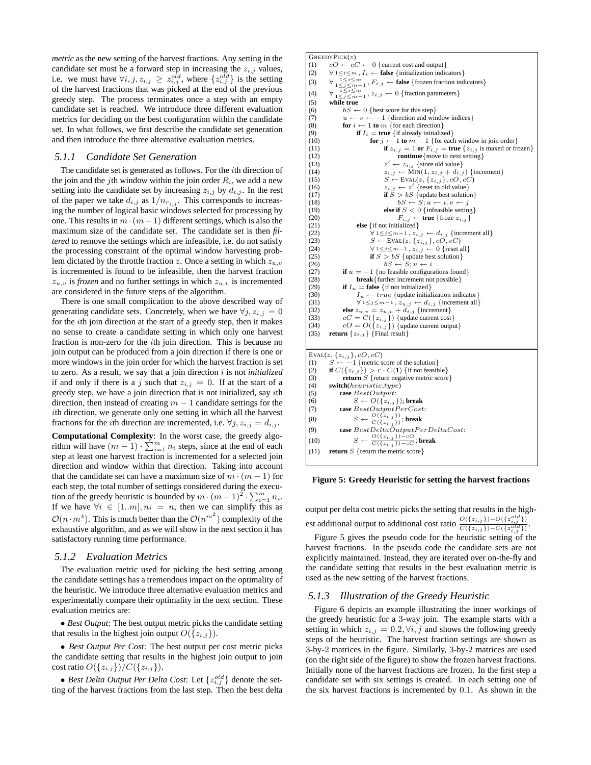*metric* as the new setting of the harvest fractions. Any setting in the candidate set must be a forward step in increasing the $z_{i,j}$ values, i.e. we must have $\forall i, j, z_{i,j} \geq z^{old}_{i,j}$, where $\{z^{old}_{i,j}\}$ is the setting of the harvest fractions that was picked at the end of the previous greedy step. The process terminates once a step with an empty candidate set is reached. We introduce three different evaluation metrics for deciding on the best configuration within the candidate set. In what follows, we first describe the candidate set generation and then introduce the three alternative evaluation metrics.

### 5.1.1 Candidate Set Generation

The candidate set is generated as follows. For the $i$th direction of the join and the $j$th window within the join order $R_i$, we add a new setting into the candidate set by increasing $z_{i,j}$ by $d_{i,j}$. In the rest of the paper we take $d_{i,j}$ as $1/n_{r_{i,j}}$. This corresponds to increasing the number of logical basic windows selected for processing by one. This results in $m \cdot (m-1)$ different settings, which is also the maximum size of the candidate set. The candidate set is then *filtered* to remove the settings which are infeasible, i.e. do not satisfy the processing constraint of the optimal window harvesting problem dictated by the throttle fraction $z$. Once a setting in which $z_{u,v}$ is incremented is found to be infeasible, then the harvest fraction $z_{u,v}$ is *frozen* and no further settings in which $z_{u,v}$ is incremented are considered in the future steps of the algorithm.

There is one small complication to the above described way of generating candidate sets. Concretely, when we have $\forall j, z_{i,j} = 0$ for the $i$th join direction at the start of a greedy step, then it makes no sense to create a candidate setting in which only one harvest fraction is non-zero for the $i$th join direction. This is because no join output can be produced from a join direction if there is one or more windows in the join order for which the harvest fraction is set to zero. As a result, we say that a join direction $i$ is not *initialized* if and only if there is a $j$ such that $z_{i,j} = 0$. If at the start of a greedy step, we have a join direction that is not initialized, say $i$th direction, then instead of creating $m-1$ candidate settings for the $i$th direction, we generate only one setting in which all the harvest fractions for the $i$th direction are incremented, i.e. $\forall j, z_{i,j} = d_{i,j}$.

**Computational Complexity**: In the worst case, the greedy algorithm will have $(m-1) \cdot \sum_{i=1}^{m} n_i$ steps, since at the end of each step at least one harvest fraction is incremented for a selected join direction and window within that direction. Taking into account that the candidate set can have a maximum size of $m \cdot (m-1)$ for each step, the total number of settings considered during the execution of the greedy heuristic is bounded by $m \cdot (m-1)^2 \cdot \sum_{i=1}^{m} n_i$. If we have $\forall i \in [1..m], n_i = n$, then we can simplify this as $\mathcal{O}(n \cdot m^4)$. This is much better than the $\mathcal{O}(n^{m^2})$ complexity of the exhaustive algorithm, and as we will show in the next section it has satisfactory running time performance.

### 5.1.2 Evaluation Metrics

The evaluation metric used for picking the best setting among the candidate settings has a tremendous impact on the optimality of the heuristic. We introduce three alternative evaluation metrics and experimentally compare their optimality in the next section. These evaluation metrics are:

- *Best Output*: The best output metric picks the candidate setting that results in the highest join output $O(\{z_{i,j}\})$.
- *Best Output Per Cost*: The best output per cost metric picks the candidate setting that results in the highest join output to join cost ratio $O(\{z_{i,j}\})/C(\{z_{i,j}\})$.
- *Best Delta Output Per Delta Cost*: Let $\{z^{old}_{i,j}\}$ denote the setting of the harvest fractions from the last step. Then the best delta output per delta cost metric picks the setting that results in the highest additional output to additional cost ratio $\frac{O(\{z_{i,j}\})-O(\{z^{old}_{i,j}\})}{C(\{z_{i,j}\})-C(\{z^{old}_{i,j}\})}$.

```
GREEDYPICK(z)
(1)  cO ← cC ← 0 {current cost and output}
(2)  ∀ 1≤i≤m , I_i ← false {initialization indicators}
(3)  ∀ 1≤i≤m, 1≤j≤m−1 , F_{i,j} ← false {frozen fraction indicators}
(4)  ∀ 1≤i≤m, 1≤j≤m−1 , z_{i,j} ← 0 {fraction parameters}
(5)  while true
(6)      bS ← 0 {best score for this step}
(7)      u ← v ← −1 {direction and window indices}
(8)      for i ← 1 to m {for each direction}
(9)          if I_i = true {if already initialized}
(10)             for j ← 1 to m − 1 {for each window in join order}
(11)                 if z_{i,j} = 1 or F_{i,j} = true {z_{i,j} is maxed or frozen}
(12)                     continue{move to next setting}
(13)                 z′ ← z_{i,j} {store old value}
(14)                 z_{i,j} ← MIN(1, z_{i,j} + d_{i,j}) {increment}
(15)                 S ← EVAL(z, {z_{i,j}}, cO, cC)
(16)                 z_{i,j} ← z′ {reset to old value}
(17)                 if S > bS {update best solution}
(18)                     bS ← S; u ← i; v ← j
(19)                 else if S < 0 {infeasible setting}
(20)                     F_{i,j} ← true {froze z_{i,j}}
(21)         else {if not initialized}
(22)             ∀ 1≤j≤m−1 , z_{i,j} ← d_{i,j} {increment all}
(23)             S ← EVAL(z, {z_{i,j}}, cO, cC)
(24)             ∀ 1≤j≤m−1 , z_{i,j} ← 0 {reset all}
(25)             if S > bS {update best solution}
(26)                 bS ← S; u ← i
(27)     if u = −1 {no feasible configurations found}
(28)         break{further increment not possible}
(29)     if I_u = false {if not initialized}
(30)         I_u ← true {update initialization indicator}
(31)         ∀ 1≤j≤m−1 , z_{u,j} ← d_{i,j} {increment all}
(32)     else z_{u,v} = z_{u,v} + d_{i,j} {increment}
(33)     cC = C({z_{i,j}}) {update current cost}
(34)     cO = O({z_{i,j}}) {update current output}
(35) return {z_{i,j}} {Final result}

EVAL(z, {z_{i,j}}, cO, cC)
(1)  S ← −1 {metric score of the solution}
(2)  if C({z_{i,j}}) > r · C(1) {if not feasible}
(3)      return S {return negative metric score}
(4)  switch(heuristic_type)
(5)      case BestOutput:
(6)          S ← O({z_{i,j}}); break
(7)      case BestOutputPerCost:
(8)          S ← O({z_{i,j}}) / C({z_{i,j}}); break
(9)      case BestDeltaOutputPerDeltaCost:
(10)         S ← (O({z_{i,j}}) − cO) / (C({z_{i,j}}) − cC); break
(11) return S {return the metric score}
```

**Figure 5: Greedy Heuristic for setting the harvest fractions**

Figure 5 gives the pseudo code for the heuristic setting of the harvest fractions. In the pseudo code the candidate sets are not explicitly maintained. Instead, they are iterated over on-the-fly and the candidate setting that results in the best evaluation metric is used as the new setting of the harvest fractions.

### 5.1.3 Illustration of the Greedy Heuristic

Figure 6 depicts an example illustrating the inner workings of the greedy heuristic for a 3-way join. The example starts with a setting in which $z_{i,j} = 0.2, \forall i, j$ and shows the following greedy steps of the heuristic. The harvest fraction settings are shown as 3-by-2 matrices in the figure. Similarly, 3-by-2 matrices are used (on the right side of the figure) to show the frozen harvest fractions. Initially none of the harvest fractions are frozen. In the first step a candidate set with six settings is created. In each setting one of the six harvest fractions is incremented by 0.1. As shown in the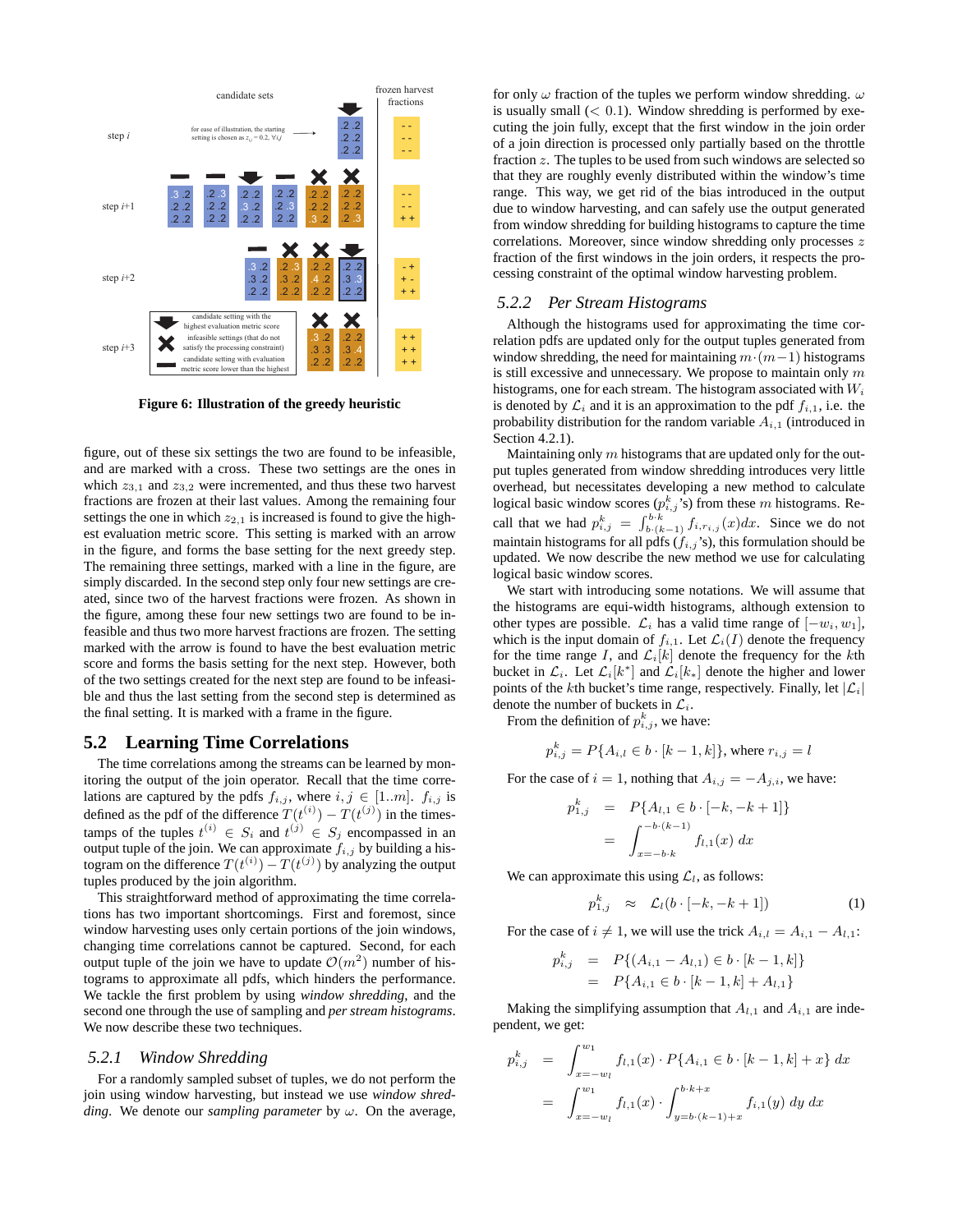Figure 6: Illustration of the greedy heuristic

figure, out of these six settings the two are found to be infeasible, and are marked with a cross. These two settings are the ones in which $z_{3,1}$ and $z_{3,2}$ were incremented, and thus these two harvest fractions are frozen at their last values. Among the remaining four settings the one in which $z_{2,1}$ is increased is found to give the highest evaluation metric score. This setting is marked with an arrow in the figure, and forms the base setting for the next greedy step. The remaining three settings, marked with a line in the figure, are simply discarded. In the second step only four new settings are created, since two of the harvest fractions were frozen. As shown in the figure, among these four new settings two are found to be infeasible and thus two more harvest fractions are frozen. The setting marked with the arrow is found to have the best evaluation metric score and forms the basis setting for the next step. However, both of the two settings created for the next step are found to be infeasible and thus the last setting from the second step is determined as the final setting. It is marked with a frame in the figure.

## 5.2 Learning Time Correlations

The time correlations among the streams can be learned by monitoring the output of the join operator. Recall that the time correlations are captured by the pdfs $f_{i,j}$, where $i, j \in [1..m]$. $f_{i,j}$ is defined as the pdf of the difference $T(t^{(i)}) - T(t^{(j)})$ in the timestamps of the tuples $t^{(i)} \in S_i$ and $t^{(j)} \in S_j$ encompassed in an output tuple of the join. We can approximate $f_{i,j}$ by building a histogram on the difference $T(t^{(i)}) - T(t^{(j)})$ by analyzing the output tuples produced by the join algorithm.

This straightforward method of approximating the time correlations has two important shortcomings. First and foremost, since window harvesting uses only certain portions of the join windows, changing time correlations cannot be captured. Second, for each output tuple of the join we have to update $\mathcal{O}(m^2)$ number of histograms to approximate all pdfs, which hinders the performance. We tackle the first problem by using *window shredding*, and the second one through the use of sampling and *per stream histograms*. We now describe these two techniques.

### 5.2.1 Window Shredding

For a randomly sampled subset of tuples, we do not perform the join using window harvesting, but instead we use *window shredding*. We denote our *sampling parameter* by $\omega$. On the average, for only $\omega$ fraction of the tuples we perform window shredding. $\omega$ is usually small ($< 0.1$). Window shredding is performed by executing the join fully, except that the first window in the join order of a join direction is processed only partially based on the throttle fraction $z$. The tuples to be used from such windows are selected so that they are roughly evenly distributed within the window's time range. This way, we get rid of the bias introduced in the output due to window harvesting, and can safely use the output generated from window shredding for building histograms to capture the time correlations. Moreover, since window shredding only processes $z$ fraction of the first windows in the join orders, it respects the processing constraint of the optimal window harvesting problem.

### 5.2.2 Per Stream Histograms

Although the histograms used for approximating the time correlation pdfs are updated only for the output tuples generated from window shredding, the need for maintaining $m \cdot (m-1)$ histograms is still excessive and unnecessary. We propose to maintain only $m$ histograms, one for each stream. The histogram associated with $W_i$ is denoted by $\mathcal{L}_i$ and it is an approximation to the pdf $f_{i,1}$, i.e. the probability distribution for the random variable $A_{i,1}$ (introduced in Section 4.2.1).

Maintaining only $m$ histograms that are updated only for the output tuples generated from window shredding introduces very little overhead, but necessitates developing a new method to calculate logical basic window scores ($p^k_{i,j}$'s) from these $m$ histograms. Recall that we had $p^k_{i,j} = \int_{b\cdot(k-1)}^{b\cdot k} f_{i,r_{i,j}}(x)dx$. Since we do not maintain histograms for all pdfs ($f_{i,j}$'s), this formulation should be updated. We now describe the new method we use for calculating logical basic window scores.

We start with introducing some notations. We will assume that the histograms are equi-width histograms, although extension to other types are possible. $\mathcal{L}_i$ has a valid time range of $[-w_i, w_1]$, which is the input domain of $f_{i,1}$. Let $\mathcal{L}_i(I)$ denote the frequency for the time range $I$, and $\mathcal{L}_i[k]$ denote the frequency for the $k$th bucket in $\mathcal{L}_i$. Let $\mathcal{L}_i[k^*]$ and $\mathcal{L}_i[k_*]$ denote the higher and lower points of the $k$th bucket's time range, respectively. Finally, let $|\mathcal{L}_i|$ denote the number of buckets in $\mathcal{L}_i$.

From the definition of $p^k_{i,j}$, we have:

$$p^k_{i,j} = P\{A_{i,l} \in b \cdot [k-1, k]\}, \text{ where } r_{i,j} = l$$

For the case of $i = 1$, nothing that $A_{i,j} = -A_{j,i}$, we have:

$$\begin{aligned} p^k_{1,j} &= P\{A_{l,1} \in b \cdot [-k, -k+1]\} \\ &= \int_{x=-b\cdot k}^{-b\cdot(k-1)} f_{l,1}(x)\, dx \end{aligned}$$

We can approximate this using $\mathcal{L}_l$, as follows:

$$p^k_{1,j} \approx \mathcal{L}_l(b \cdot [-k, -k+1]) \quad (1)$$

For the case of $i \neq 1$, we will use the trick $A_{i,l} = A_{i,1} - A_{l,1}$:

$$\begin{aligned} p^k_{i,j} &= P\{(A_{i,1} - A_{l,1}) \in b \cdot [k-1, k]\} \\ &= P\{A_{i,1} \in b \cdot [k-1, k] + A_{l,1}\} \end{aligned}$$

Making the simplifying assumption that $A_{l,1}$ and $A_{i,1}$ are independent, we get:

$$\begin{aligned} p^k_{i,j} &= \int_{x=-w_l}^{w_1} f_{l,1}(x) \cdot P\{A_{i,1} \in b \cdot [k-1, k] + x\}\, dx \\ &= \int_{x=-w_l}^{w_1} f_{l,1}(x) \cdot \int_{y=b\cdot(k-1)+x}^{b\cdot k+x} f_{i,1}(y)\, dy\, dx \end{aligned}$$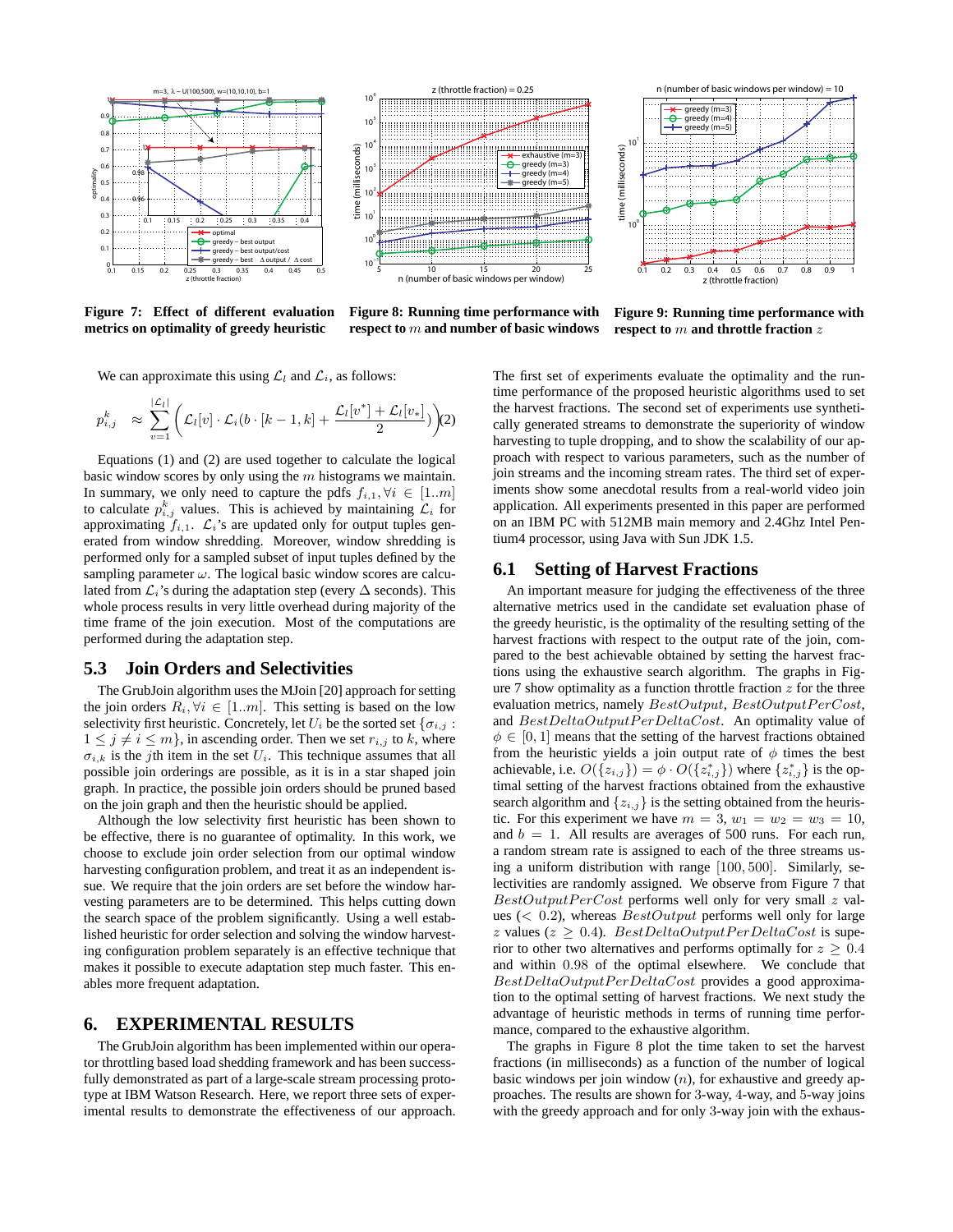Figure 7: Effect of different evaluation metrics on optimality of greedy heuristic

Figure 8: Running time performance with respect to $m$ and number of basic windows

Figure 9: Running time performance with respect to $m$ and throttle fraction $z$

We can approximate this using $\mathcal{L}_l$ and $\mathcal{L}_i$, as follows:

$$p_{i,j}^{k} \approx \sum_{v=1}^{|\mathcal{L}_l|} \left( \mathcal{L}_l[v] \cdot \mathcal{L}_i(b \cdot [k-1,k] + \frac{\mathcal{L}_l[v^*] + \mathcal{L}_l[v_*]}{2}) \right) \quad (2)$$

Equations (1) and (2) are used together to calculate the logical basic window scores by only using the $m$ histograms we maintain. In summary, we only need to capture the pdfs $f_{i,1}, \forall i \in [1..m]$ to calculate $p_{i,j}^{k}$ values. This is achieved by maintaining $\mathcal{L}_i$ for approximating $f_{i,1}$. $\mathcal{L}_i$'s are updated only for output tuples generated from window shredding. Moreover, window shredding is performed only for a sampled subset of input tuples defined by the sampling parameter $\omega$. The logical basic window scores are calculated from $\mathcal{L}_i$'s during the adaptation step (every $\Delta$ seconds). This whole process results in very little overhead during majority of the time frame of the join execution. Most of the computations are performed during the adaptation step.

## 5.3 Join Orders and Selectivities

The GrubJoin algorithm uses the MJoin [20] approach for setting the join orders $R_i, \forall i \in [1..m]$. This setting is based on the low selectivity first heuristic. Concretely, let $U_i$ be the sorted set $\{\sigma_{i,j} : 1 \leq j \neq i \leq m\}$, in ascending order. Then we set $r_{i,j}$ to $k$, where $\sigma_{i,k}$ is the $j$th item in the set $U_i$. This technique assumes that all possible join orderings are possible, as it is in a star shaped join graph. In practice, the possible join orders should be pruned based on the join graph and then the heuristic should be applied.

Although the low selectivity first heuristic has been shown to be effective, there is no guarantee of optimality. In this work, we choose to exclude join order selection from our optimal window harvesting configuration problem, and treat it as an independent issue. We require that the join orders are set before the window harvesting parameters are to be determined. This helps cutting down the search space of the problem significantly. Using a well established heuristic for order selection and solving the window harvesting configuration problem separately is an effective technique that makes it possible to execute adaptation step much faster. This enables more frequent adaptation.

# 6. EXPERIMENTAL RESULTS

The GrubJoin algorithm has been implemented within our operator throttling based load shedding framework and has been successfully demonstrated as part of a large-scale stream processing prototype at IBM Watson Research. Here, we report three sets of experimental results to demonstrate the effectiveness of our approach. The first set of experiments evaluate the optimality and the runtime performance of the proposed heuristic algorithms used to set the harvest fractions. The second set of experiments use synthetically generated streams to demonstrate the superiority of window harvesting to tuple dropping, and to show the scalability of our approach with respect to various parameters, such as the number of join streams and the incoming stream rates. The third set of experiments show some anecdotal results from a real-world video join application. All experiments presented in this paper are performed on an IBM PC with 512MB main memory and 2.4Ghz Intel Pentium4 processor, using Java with Sun JDK 1.5.

## 6.1 Setting of Harvest Fractions

An important measure for judging the effectiveness of the three alternative metrics used in the candidate set evaluation phase of the greedy heuristic, is the optimality of the resulting setting of the harvest fractions with respect to the output rate of the join, compared to the best achievable obtained by setting the harvest fractions using the exhaustive search algorithm. The graphs in Figure 7 show optimality as a function throttle fraction $z$ for the three evaluation metrics, namely $BestOutput$, $BestOutputPerCost$, and $BestDeltaOutputPerDeltaCost$. An optimality value of $\phi \in [0, 1]$ means that the setting of the harvest fractions obtained from the heuristic yields a join output rate of $\phi$ times the best achievable, i.e. $O(\{z_{i,j}\}) = \phi \cdot O(\{z_{i,j}^*\})$ where $\{z_{i,j}^*\}$ is the optimal setting of the harvest fractions obtained from the exhaustive search algorithm and $\{z_{i,j}\}$ is the setting obtained from the heuristic. For this experiment we have $m = 3$, $w_1 = w_2 = w_3 = 10$, and $b = 1$. All results are averages of 500 runs. For each run, a random stream rate is assigned to each of the three streams using a uniform distribution with range $[100, 500]$. Similarly, selectivities are randomly assigned. We observe from Figure 7 that $BestOutputPerCost$ performs well only for very small $z$ values ($< 0.2$), whereas $BestOutput$ performs well only for large $z$ values ($z \geq 0.4$). $BestDeltaOutputPerDeltaCost$ is superior to other two alternatives and performs optimally for $z \geq 0.4$ and within $0.98$ of the optimal elsewhere. We conclude that $BestDeltaOutputPerDeltaCost$ provides a good approximation to the optimal setting of harvest fractions. We next study the advantage of heuristic methods in terms of running time performance, compared to the exhaustive algorithm.

The graphs in Figure 8 plot the time taken to set the harvest fractions (in milliseconds) as a function of the number of logical basic windows per join window ($n$), for exhaustive and greedy approaches. The results are shown for 3-way, 4-way, and 5-way joins with the greedy approach and for only 3-way join with the exhaus-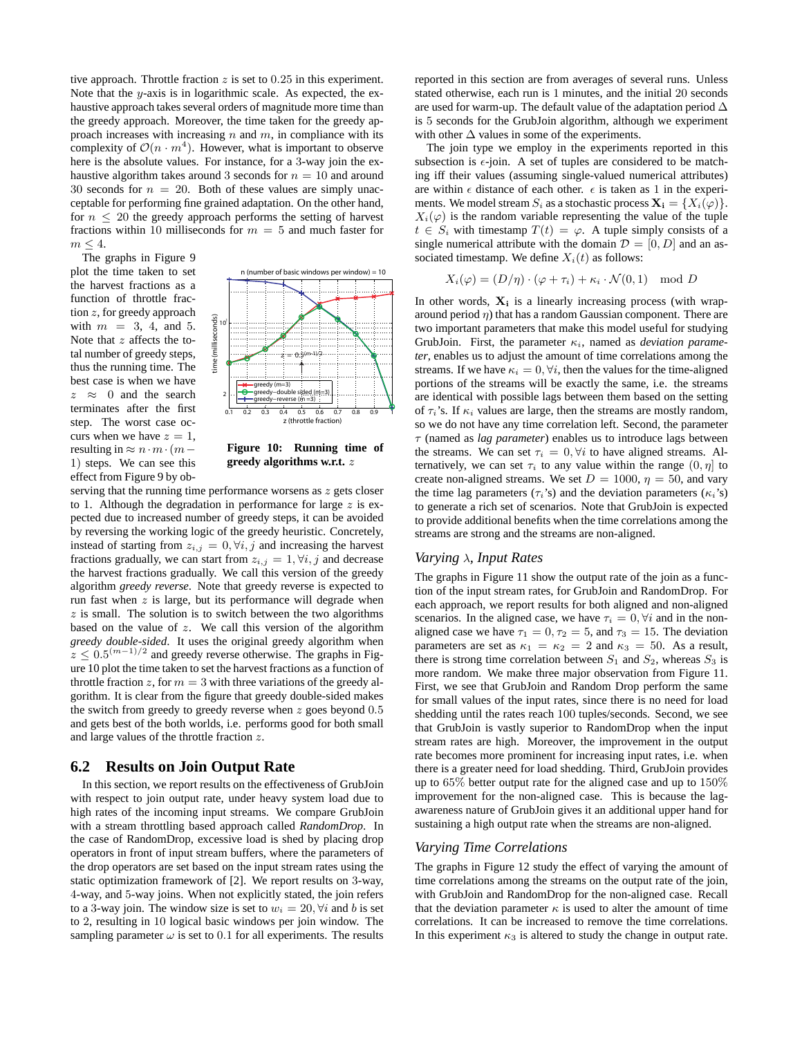tive approach. Throttle fraction $z$ is set to $0.25$ in this experiment. Note that the $y$-axis is in logarithmic scale. As expected, the exhaustive approach takes several orders of magnitude more time than the greedy approach. Moreover, the time taken for the greedy approach increases with increasing $n$ and $m$, in compliance with its complexity of $\mathcal{O}(n \cdot m^4)$. However, what is important to observe here is the absolute values. For instance, for a 3-way join the exhaustive algorithm takes around 3 seconds for $n = 10$ and around 30 seconds for $n = 20$. Both of these values are simply unacceptable for performing fine grained adaptation. On the other hand, for $n \leq 20$ the greedy approach performs the setting of harvest fractions within 10 milliseconds for $m = 5$ and much faster for $m \leq 4$.

The graphs in Figure 9 plot the time taken to set the harvest fractions as a function of throttle fraction $z$, for greedy approach with $m = 3$, 4, and 5. Note that $z$ affects the total number of greedy steps, thus the running time. The best case is when we have $z \approx 0$ and the search terminates after the first step. The worst case occurs when we have $z = 1$, resulting in $\approx n \cdot m \cdot (m-1)$ steps. We can see this effect from Figure 9 by observing that the running time performance worsens as $z$ gets closer to 1. Although the degradation in performance for large $z$ is expected due to increased number of greedy steps, it can be avoided by reversing the working logic of the greedy heuristic. Concretely, instead of starting from $z_{i,j} = 0, \forall i, j$ and increasing the harvest fractions gradually, we can start from $z_{i,j} = 1, \forall i, j$ and decrease the harvest fractions gradually. We call this version of the greedy algorithm *greedy reverse*. Note that greedy reverse is expected to run fast when $z$ is large, but its performance will degrade when $z$ is small. The solution is to switch between the two algorithms based on the value of $z$. We call this version of the algorithm *greedy double-sided*. It uses the original greedy algorithm when $z \leq 0.5^{(m-1)/2}$ and greedy reverse otherwise. The graphs in Figure 10 plot the time taken to set the harvest fractions as a function of throttle fraction $z$, for $m = 3$ with three variations of the greedy algorithm. It is clear from the figure that greedy double-sided makes the switch from greedy to greedy reverse when $z$ goes beyond $0.5$ and gets best of the both worlds, i.e. performs good for both small and large values of the throttle fraction $z$.

**Figure 10: Running time of greedy algorithms w.r.t. $z$**

## 6.2 Results on Join Output Rate

In this section, we report results on the effectiveness of GrubJoin with respect to join output rate, under heavy system load due to high rates of the incoming input streams. We compare GrubJoin with a stream throttling based approach called *RandomDrop*. In the case of RandomDrop, excessive load is shed by placing drop operators in front of input stream buffers, where the parameters of the drop operators are set based on the input stream rates using the static optimization framework of [2]. We report results on 3-way, 4-way, and 5-way joins. When not explicitly stated, the join refers to a 3-way join. The window size is set to $w_i = 20, \forall i$ and $b$ is set to 2, resulting in 10 logical basic windows per join window. The sampling parameter $\omega$ is set to $0.1$ for all experiments. The results reported in this section are from averages of several runs. Unless stated otherwise, each run is 1 minutes, and the initial 20 seconds are used for warm-up. The default value of the adaptation period $\Delta$ is 5 seconds for the GrubJoin algorithm, although we experiment with other $\Delta$ values in some of the experiments.

The join type we employ in the experiments reported in this subsection is $\epsilon$-join. A set of tuples are considered to be matching iff their values (assuming single-valued numerical attributes) are within $\epsilon$ distance of each other. $\epsilon$ is taken as 1 in the experiments. We model stream $S_i$ as a stochastic process $\mathbf{X_i} = \{X_i(\varphi)\}$. $X_i(\varphi)$ is the random variable representing the value of the tuple $t \in S_i$ with timestamp $T(t) = \varphi$. A tuple simply consists of a single numerical attribute with the domain $\mathcal{D} = [0, D]$ and an associated timestamp. We define $X_i(t)$ as follows:

$$X_i(\varphi) = (D/\eta) \cdot (\varphi + \tau_i) + \kappa_i \cdot \mathcal{N}(0, 1) \mod D$$

In other words, $\mathbf{X_i}$ is a linearly increasing process (with wrap-around period $\eta$) that has a random Gaussian component. There are two important parameters that make this model useful for studying GrubJoin. First, the parameter $\kappa_i$, named as *deviation parameter*, enables us to adjust the amount of time correlations among the streams. If we have $\kappa_i = 0, \forall i$, then the values for the time-aligned portions of the streams will be exactly the same, i.e. the streams are identical with possible lags between them based on the setting of $\tau_i$'s. If $\kappa_i$ values are large, then the streams are mostly random, so we do not have any time correlation left. Second, the parameter $\tau$ (named as *lag parameter*) enables us to introduce lags between the streams. We can set $\tau_i = 0, \forall i$ to have aligned streams. Alternatively, we can set $\tau_i$ to any value within the range $(0, \eta]$ to create non-aligned streams. We set $D = 1000$, $\eta = 50$, and vary the time lag parameters ($\tau_i$'s) and the deviation parameters ($\kappa_i$'s) to generate a rich set of scenarios. Note that GrubJoin is expected to provide additional benefits when the time correlations among the streams are strong and the streams are non-aligned.

### *Varying $\lambda$, Input Rates*

The graphs in Figure 11 show the output rate of the join as a function of the input stream rates, for GrubJoin and RandomDrop. For each approach, we report results for both aligned and non-aligned scenarios. In the aligned case, we have $\tau_i = 0, \forall i$ and in the non-aligned case we have $\tau_1 = 0, \tau_2 = 5$, and $\tau_3 = 15$. The deviation parameters are set as $\kappa_1 = \kappa_2 = 2$ and $\kappa_3 = 50$. As a result, there is strong time correlation between $S_1$ and $S_2$, whereas $S_3$ is more random. We make three major observation from Figure 11. First, we see that GrubJoin and Random Drop perform the same for small values of the input rates, since there is no need for load shedding until the rates reach 100 tuples/seconds. Second, we see that GrubJoin is vastly superior to RandomDrop when the input stream rates are high. Moreover, the improvement in the output rate becomes more prominent for increasing input rates, i.e. when there is a greater need for load shedding. Third, GrubJoin provides up to 65% better output rate for the aligned case and up to 150% improvement for the non-aligned case. This is because the lag-awareness nature of GrubJoin gives it an additional upper hand for sustaining a high output rate when the streams are non-aligned.

### *Varying Time Correlations*

The graphs in Figure 12 study the effect of varying the amount of time correlations among the streams on the output rate of the join, with GrubJoin and RandomDrop for the non-aligned case. Recall that the deviation parameter $\kappa$ is used to alter the amount of time correlations. It can be increased to remove the time correlations. In this experiment $\kappa_3$ is altered to study the change in output rate.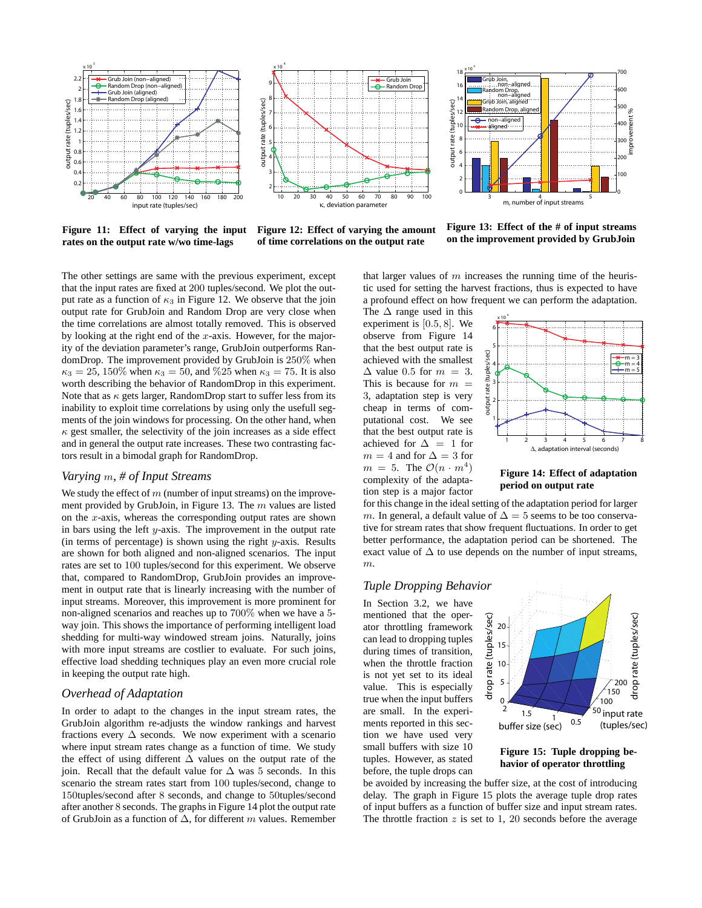**Figure 11: Effect of varying the input rates on the output rate w/wo time-lags**

**Figure 12: Effect of varying the amount of time correlations on the output rate**

**Figure 13: Effect of the # of input streams on the improvement provided by GrubJoin**

The other settings are same with the previous experiment, except that the input rates are fixed at 200 tuples/second. We plot the output rate as a function of $\kappa_3$ in Figure 12. We observe that the join output rate for GrubJoin and Random Drop are very close when the time correlations are almost totally removed. This is observed by looking at the right end of the $x$-axis. However, for the majority of the deviation parameter's range, GrubJoin outperforms RandomDrop. The improvement provided by GrubJoin is $250\%$ when $\kappa_3 = 25$, $150\%$ when $\kappa_3 = 50$, and $\%25$ when $\kappa_3 = 75$. It is also worth describing the behavior of RandomDrop in this experiment. Note that as $\kappa$ gets larger, RandomDrop start to suffer less from its inability to exploit time correlations by using only the usefull segments of the join windows for processing. On the other hand, when $\kappa$ gest smaller, the selectivity of the join increases as a side effect and in general the output rate increases. These two contrasting factors result in a bimodal graph for RandomDrop.

### *Varying $m$, # of Input Streams*

We study the effect of $m$ (number of input streams) on the improvement provided by GrubJoin, in Figure 13. The $m$ values are listed on the $x$-axis, whereas the corresponding output rates are shown in bars using the left $y$-axis. The improvement in the output rate (in terms of percentage) is shown using the right $y$-axis. Results are shown for both aligned and non-aligned scenarios. The input rates are set to 100 tuples/second for this experiment. We observe that, compared to RandomDrop, GrubJoin provides an improvement in output rate that is linearly increasing with the number of input streams. Moreover, this improvement is more prominent for non-aligned scenarios and reaches up to $700\%$ when we have a 5-way join. This shows the importance of performing intelligent load shedding for multi-way windowed stream joins. Naturally, joins with more input streams are costlier to evaluate. For such joins, effective load shedding techniques play an even more crucial role in keeping the output rate high.

### *Overhead of Adaptation*

In order to adapt to the changes in the input stream rates, the GrubJoin algorithm re-adjusts the window rankings and harvest fractions every $\Delta$ seconds. We now experiment with a scenario where input stream rates change as a function of time. We study the effect of using different $\Delta$ values on the output rate of the join. Recall that the default value for $\Delta$ was 5 seconds. In this scenario the stream rates start from 100 tuples/second, change to 150tuples/second after 8 seconds, and change to 50tuples/second after another 8 seconds. The graphs in Figure 14 plot the output rate of GrubJoin as a function of $\Delta$, for different $m$ values. Remember that larger values of $m$ increases the running time of the heuristic used for setting the harvest fractions, thus is expected to have a profound effect on how frequent we can perform the adaptation. The $\Delta$ range used in this experiment is $[0.5, 8]$. We observe from Figure 14 that the best output rate is achieved with the smallest $\Delta$ value 0.5 for $m = 3$. This is because for $m = 3$, adaptation step is very cheap in terms of computational cost. We see that the best output rate is achieved for $\Delta = 1$ for $m = 4$ and for $\Delta = 3$ for $m = 5$. The $\mathcal{O}(n \cdot m^4)$ complexity of the adaptation step is a major factor for this change in the ideal setting of the adaptation period for larger $m$. In general, a default value of $\Delta = 5$ seems to be too conservative for stream rates that show frequent fluctuations. In order to get better performance, the adaptation period can be shortened. The exact value of $\Delta$ to use depends on the number of input streams, $m$.

**Figure 14: Effect of adaptation period on output rate**

### *Tuple Dropping Behavior*

In Section 3.2, we have mentioned that the operator throttling framework can lead to dropping tuples during times of transition, when the throttle fraction is not yet set to its ideal value. This is especially true when the input buffers are small. In the experiments reported in this section we have used very small buffers with size 10 tuples. However, as stated before, the tuple drops can be avoided by increasing the buffer size, at the cost of introducing delay. The graph in Figure 15 plots the average tuple drop rates of input buffers as a function of buffer size and input stream rates. The throttle fraction $z$ is set to 1, 20 seconds before the average

**Figure 15: Tuple dropping behavior of operator throttling**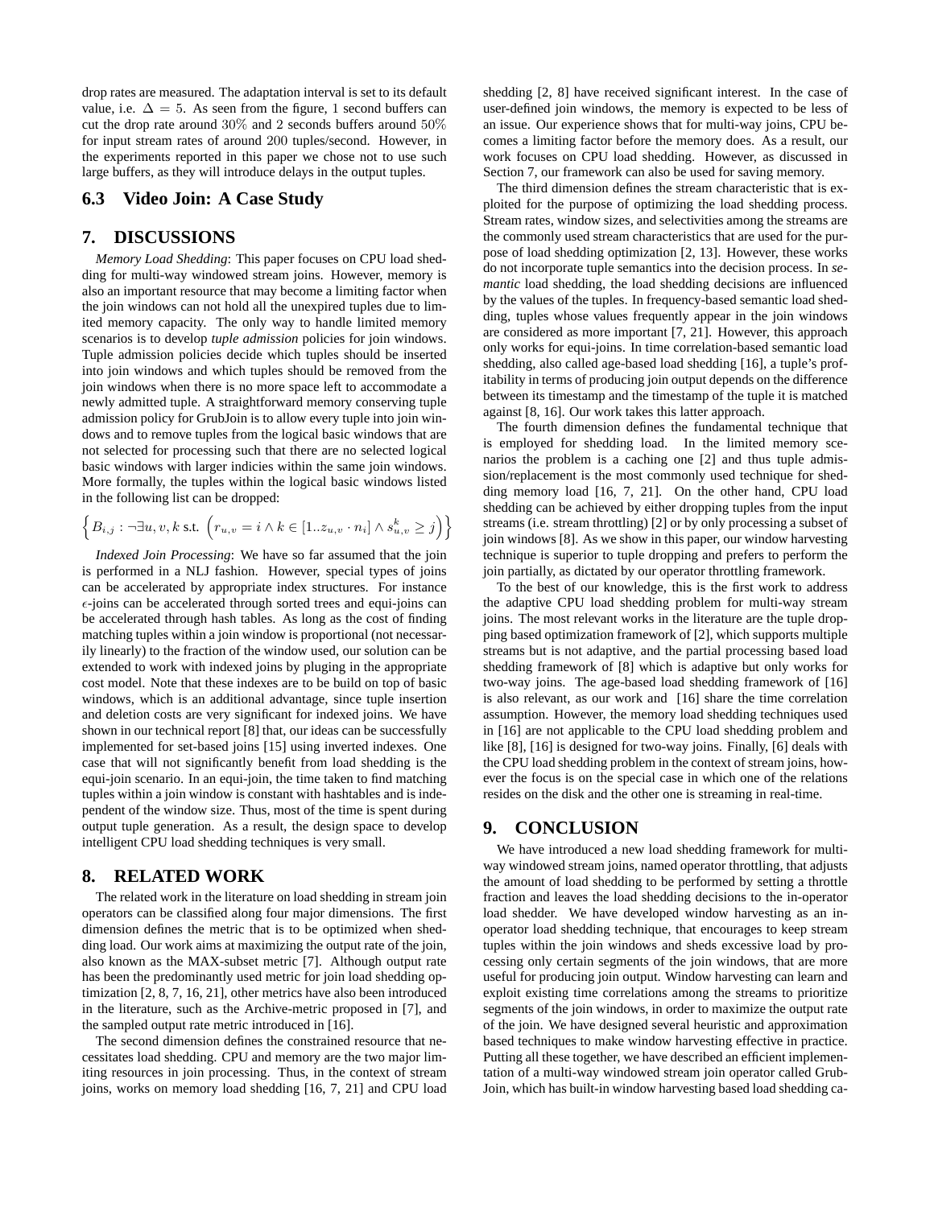drop rates are measured. The adaptation interval is set to its default value, i.e. $\Delta = 5$. As seen from the figure, 1 second buffers can cut the drop rate around $30\%$ and 2 seconds buffers around $50\%$ for input stream rates of around $200$ tuples/second. However, in the experiments reported in this paper we chose not to use such large buffers, as they will introduce delays in the output tuples.

### 6.3 Video Join: A Case Study

## 7. DISCUSSIONS

*Memory Load Shedding*: This paper focuses on CPU load shedding for multi-way windowed stream joins. However, memory is also an important resource that may become a limiting factor when the join windows can not hold all the unexpired tuples due to limited memory capacity. The only way to handle limited memory scenarios is to develop *tuple admission* policies for join windows. Tuple admission policies decide which tuples should be inserted into join windows and which tuples should be removed from the join windows when there is no more space left to accommodate a newly admitted tuple. A straightforward memory conserving tuple admission policy for GrubJoin is to allow every tuple into join windows and to remove tuples from the logical basic windows that are not selected for processing such that there are no selected logical basic windows with larger indicies within the same join windows. More formally, the tuples within the logical basic windows listed in the following list can be dropped:

$$\Big\{ B_{i,j} : \neg\exists u, v, k \text{ s.t. } \Big(r_{u,v} = i \wedge k \in [1..z_{u,v} \cdot n_i] \wedge s^k_{u,v} \geq j\Big)\Big\}$$

*Indexed Join Processing*: We have so far assumed that the join is performed in a NLJ fashion. However, special types of joins can be accelerated by appropriate index structures. For instance $\epsilon$-joins can be accelerated through sorted trees and equi-joins can be accelerated through hash tables. As long as the cost of finding matching tuples within a join window is proportional (not necessarily linearly) to the fraction of the window used, our solution can be extended to work with indexed joins by pluging in the appropriate cost model. Note that these indexes are to be build on top of basic windows, which is an additional advantage, since tuple insertion and deletion costs are very significant for indexed joins. We have shown in our technical report [8] that, our ideas can be successfully implemented for set-based joins [15] using inverted indexes. One case that will not significantly benefit from load shedding is the equi-join scenario. In an equi-join, the time taken to find matching tuples within a join window is constant with hashtables and is independent of the window size. Thus, most of the time is spent during output tuple generation. As a result, the design space to develop intelligent CPU load shedding techniques is very small.

## 8. RELATED WORK

The related work in the literature on load shedding in stream join operators can be classified along four major dimensions. The first dimension defines the metric that is to be optimized when shedding load. Our work aims at maximizing the output rate of the join, also known as the MAX-subset metric [7]. Although output rate has been the predominantly used metric for join load shedding optimization [2, 8, 7, 16, 21], other metrics have also been introduced in the literature, such as the Archive-metric proposed in [7], and the sampled output rate metric introduced in [16].

The second dimension defines the constrained resource that necessitates load shedding. CPU and memory are the two major limiting resources in join processing. Thus, in the context of stream joins, works on memory load shedding [16, 7, 21] and CPU load shedding [2, 8] have received significant interest. In the case of user-defined join windows, the memory is expected to be less of an issue. Our experience shows that for multi-way joins, CPU becomes a limiting factor before the memory does. As a result, our work focuses on CPU load shedding. However, as discussed in Section 7, our framework can also be used for saving memory.

The third dimension defines the stream characteristic that is exploited for the purpose of optimizing the load shedding process. Stream rates, window sizes, and selectivities among the streams are the commonly used stream characteristics that are used for the purpose of load shedding optimization [2, 13]. However, these works do not incorporate tuple semantics into the decision process. In *semantic* load shedding, the load shedding decisions are influenced by the values of the tuples. In frequency-based semantic load shedding, tuples whose values frequently appear in the join windows are considered as more important [7, 21]. However, this approach only works for equi-joins. In time correlation-based semantic load shedding, also called age-based load shedding [16], a tuple's profitability in terms of producing join output depends on the difference between its timestamp and the timestamp of the tuple it is matched against [8, 16]. Our work takes this latter approach.

The fourth dimension defines the fundamental technique that is employed for shedding load. In the limited memory scenarios the problem is a caching one [2] and thus tuple admission/replacement is the most commonly used technique for shedding memory load [16, 7, 21]. On the other hand, CPU load shedding can be achieved by either dropping tuples from the input streams (i.e. stream throttling) [2] or by only processing a subset of join windows [8]. As we show in this paper, our window harvesting technique is superior to tuple dropping and prefers to perform the join partially, as dictated by our operator throttling framework.

To the best of our knowledge, this is the first work to address the adaptive CPU load shedding problem for multi-way stream joins. The most relevant works in the literature are the tuple dropping based optimization framework of [2], which supports multiple streams but is not adaptive, and the partial processing based load shedding framework of [8] which is adaptive but only works for two-way joins. The age-based load shedding framework of [16] is also relevant, as our work and [16] share the time correlation assumption. However, the memory load shedding techniques used in [16] are not applicable to the CPU load shedding problem and like [8], [16] is designed for two-way joins. Finally, [6] deals with the CPU load shedding problem in the context of stream joins, however the focus is on the special case in which one of the relations resides on the disk and the other one is streaming in real-time.

## 9. CONCLUSION

We have introduced a new load shedding framework for multi-way windowed stream joins, named operator throttling, that adjusts the amount of load shedding to be performed by setting a throttle fraction and leaves the load shedding decisions to the in-operator load shedder. We have developed window harvesting as an in-operator load shedding technique, that encourages to keep stream tuples within the join windows and sheds excessive load by processing only certain segments of the join windows, that are more useful for producing join output. Window harvesting can learn and exploit existing time correlations among the streams to prioritize segments of the join windows, in order to maximize the output rate of the join. We have designed several heuristic and approximation based techniques to make window harvesting effective in practice. Putting all these together, we have described an efficient implementation of a multi-way windowed stream join operator called GrubJoin, which has built-in window harvesting based load shedding ca-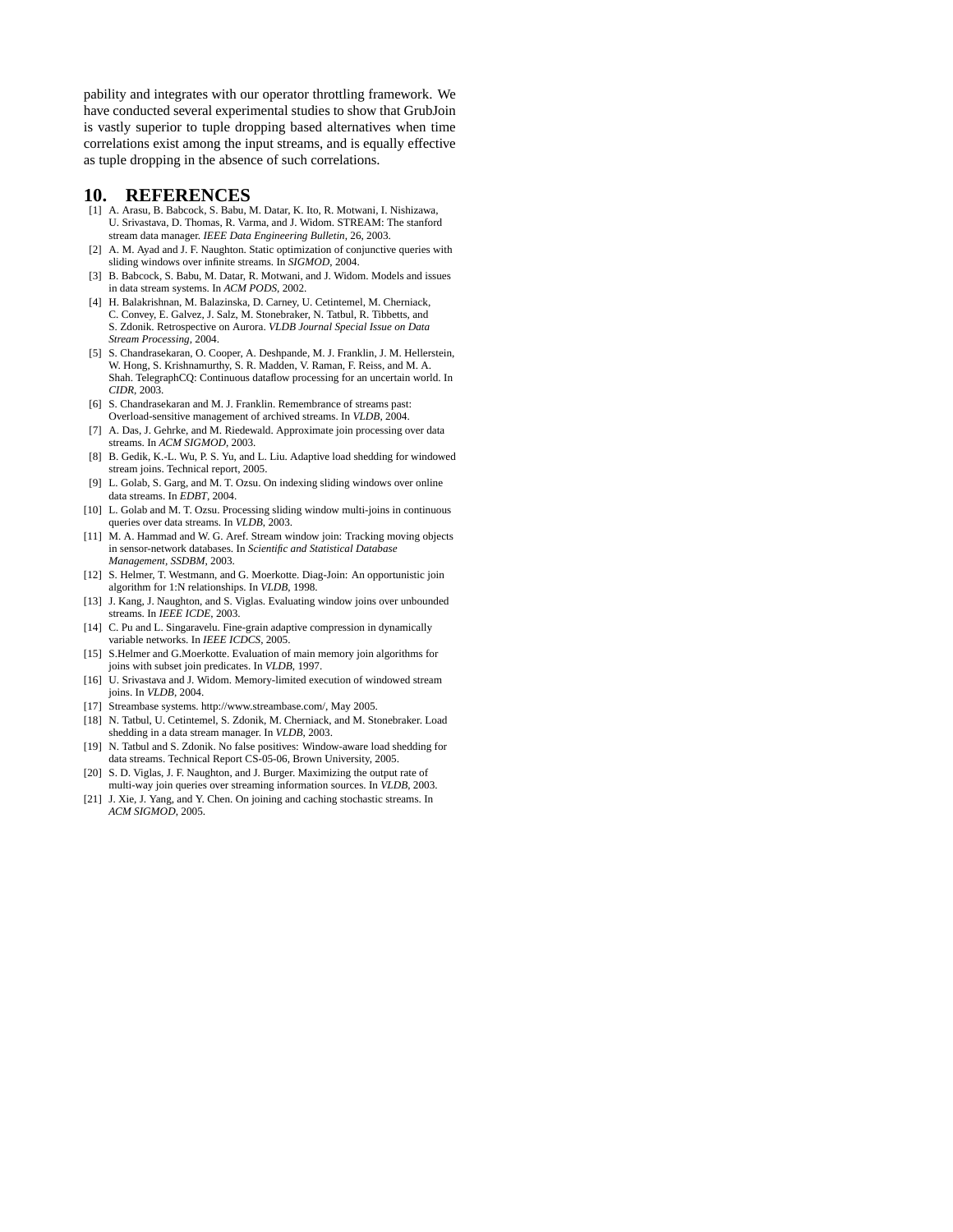pability and integrates with our operator throttling framework. We have conducted several experimental studies to show that GrubJoin is vastly superior to tuple dropping based alternatives when time correlations exist among the input streams, and is equally effective as tuple dropping in the absence of such correlations.

## 10. REFERENCES

[1] A. Arasu, B. Babcock, S. Babu, M. Datar, K. Ito, R. Motwani, I. Nishizawa, U. Srivastava, D. Thomas, R. Varma, and J. Widom. STREAM: The stanford stream data manager. *IEEE Data Engineering Bulletin*, 26, 2003.

[2] A. M. Ayad and J. F. Naughton. Static optimization of conjunctive queries with sliding windows over infinite streams. In *SIGMOD*, 2004.

[3] B. Babcock, S. Babu, M. Datar, R. Motwani, and J. Widom. Models and issues in data stream systems. In *ACM PODS*, 2002.

[4] H. Balakrishnan, M. Balazinska, D. Carney, U. Cetintemel, M. Cherniack, C. Convey, E. Galvez, J. Salz, M. Stonebraker, N. Tatbul, R. Tibbetts, and S. Zdonik. Retrospective on Aurora. *VLDB Journal Special Issue on Data Stream Processing*, 2004.

[5] S. Chandrasekaran, O. Cooper, A. Deshpande, M. J. Franklin, J. M. Hellerstein, W. Hong, S. Krishnamurthy, S. R. Madden, V. Raman, F. Reiss, and M. A. Shah. TelegraphCQ: Continuous dataflow processing for an uncertain world. In *CIDR*, 2003.

[6] S. Chandrasekaran and M. J. Franklin. Remembrance of streams past: Overload-sensitive management of archived streams. In *VLDB*, 2004.

[7] A. Das, J. Gehrke, and M. Riedewald. Approximate join processing over data streams. In *ACM SIGMOD*, 2003.

[8] B. Gedik, K.-L. Wu, P. S. Yu, and L. Liu. Adaptive load shedding for windowed stream joins. Technical report, 2005.

[9] L. Golab, S. Garg, and M. T. Ozsu. On indexing sliding windows over online data streams. In *EDBT*, 2004.

[10] L. Golab and M. T. Ozsu. Processing sliding window multi-joins in continuous queries over data streams. In *VLDB*, 2003.

[11] M. A. Hammad and W. G. Aref. Stream window join: Tracking moving objects in sensor-network databases. In *Scientific and Statistical Database Management, SSDBM*, 2003.

[12] S. Helmer, T. Westmann, and G. Moerkotte. Diag-Join: An opportunistic join algorithm for 1:N relationships. In *VLDB*, 1998.

[13] J. Kang, J. Naughton, and S. Viglas. Evaluating window joins over unbounded streams. In *IEEE ICDE*, 2003.

[14] C. Pu and L. Singaravelu. Fine-grain adaptive compression in dynamically variable networks. In *IEEE ICDCS*, 2005.

[15] S.Helmer and G.Moerkotte. Evaluation of main memory join algorithms for joins with subset join predicates. In *VLDB*, 1997.

[16] U. Srivastava and J. Widom. Memory-limited execution of windowed stream joins. In *VLDB*, 2004.

[17] Streambase systems. http://www.streambase.com/, May 2005.

[18] N. Tatbul, U. Cetintemel, S. Zdonik, M. Cherniack, and M. Stonebraker. Load shedding in a data stream manager. In *VLDB*, 2003.

[19] N. Tatbul and S. Zdonik. No false positives: Window-aware load shedding for data streams. Technical Report CS-05-06, Brown University, 2005.

[20] S. D. Viglas, J. F. Naughton, and J. Burger. Maximizing the output rate of multi-way join queries over streaming information sources. In *VLDB*, 2003.

[21] J. Xie, J. Yang, and Y. Chen. On joining and caching stochastic streams. In *ACM SIGMOD*, 2005.